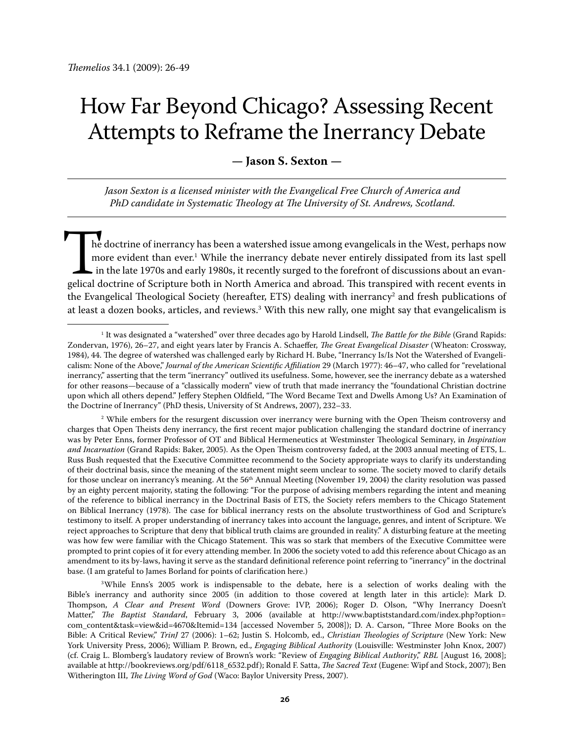# How Far Beyond Chicago? Assessing Recent Attempts to Reframe the Inerrancy Debate

**— Jason S. Sexton —**

*Jason Sexton is a licensed minister with the Evangelical Free Church of America and PhD candidate in Systematic Theology at The University of St. Andrews, Scotland.*

The doctrine of inerrancy has been a watershed issue among evangelicals in the West, perhaps now more evident than ever.[1] While the inerrancy debate never entirely dissipated from its last spell in the late 1970s and early 1980s, it recently surged to the forefront of discussions about an evangelical doctrine of Scripture both in North America and abroad. This transpired with recent events in the Evangelical Theological Society (hereafter, ETS) dealing with inerrancy[2] and fresh publications of at least a dozen books, articles, and reviews.[3] With this new rally, one might say that evangelicalism is

---

[1] It was designated a "watershed" over three decades ago by Harold Lindsell, *The Battle for the Bible* (Grand Rapids: Zondervan, 1976), 26–27, and eight years later by Francis A. Schaeffer, *The Great Evangelical Disaster* (Wheaton: Crossway, 1984), 44. The degree of watershed was challenged early by Richard H. Bube, "Inerrancy Is/Is Not the Watershed of Evangelicalism: None of the Above," *Journal of the American Scientific Affiliation* 29 (March 1977): 46–47, who called for "revelational inerrancy," asserting that the term "inerrancy" outlived its usefulness. Some, however, see the inerrancy debate as a watershed for other reasons—because of a "classically modern" view of truth that made inerrancy the "foundational Christian doctrine upon which all others depend." Jeffery Stephen Oldfield, "The Word Became Text and Dwells Among Us? An Examination of the Doctrine of Inerrancy" (PhD thesis, University of St Andrews, 2007), 232–33.

[2] While embers for the resurgent discussion over inerrancy were burning with the Open Theism controversy and charges that Open Theists deny inerrancy, the first recent major publication challenging the standard doctrine of inerrancy was by Peter Enns, former Professor of OT and Biblical Hermeneutics at Westminster Theological Seminary, in *Inspiration and Incarnation* (Grand Rapids: Baker, 2005). As the Open Theism controversy faded, at the 2003 annual meeting of ETS, L. Russ Bush requested that the Executive Committee recommend to the Society appropriate ways to clarify its understanding of their doctrinal basis, since the meaning of the statement might seem unclear to some. The society moved to clarify details for those unclear on inerrancy's meaning. At the 56th Annual Meeting (November 19, 2004) the clarity resolution was passed by an eighty percent majority, stating the following: "For the purpose of advising members regarding the intent and meaning of the reference to biblical inerrancy in the Doctrinal Basis of ETS, the Society refers members to the Chicago Statement on Biblical Inerrancy (1978). The case for biblical inerrancy rests on the absolute trustworthiness of God and Scripture's testimony to itself. A proper understanding of inerrancy takes into account the language, genres, and intent of Scripture. We reject approaches to Scripture that deny that biblical truth claims are grounded in reality." A disturbing feature at the meeting was how few were familiar with the Chicago Statement. This was so stark that members of the Executive Committee were prompted to print copies of it for every attending member. In 2006 the society voted to add this reference about Chicago as an amendment to its by-laws, having it serve as the standard definitional reference point referring to "inerrancy" in the doctrinal base. (I am grateful to James Borland for points of clarification here.)

[3] While Enns's 2005 work is indispensable to the debate, here is a selection of works dealing with the Bible's inerrancy and authority since 2005 (in addition to those covered at length later in this article): Mark D. Thompson, *A Clear and Present Word* (Downers Grove: IVP, 2006); Roger D. Olson, "Why Inerrancy Doesn't Matter," *The Baptist Standard*, February 3, 2006 (available at http://www.baptiststandard.com/index.php?option=com_content&task=view&id=4670&Itemid=134 [accessed November 5, 2008]); D. A. Carson, "Three More Books on the Bible: A Critical Review," *TrinJ* 27 (2006): 1–62; Justin S. Holcomb, ed., *Christian Theologies of Scripture* (New York: New York University Press, 2006); William P. Brown, ed., *Engaging Biblical Authority* (Louisville: Westminster John Knox, 2007) (cf. Craig L. Blomberg's laudatory review of Brown's work: "Review of *Engaging Biblical Authority*," *RBL* [August 16, 2008]; available at http://bookreviews.org/pdf/6118_6532.pdf); Ronald F. Satta, *The Sacred Text* (Eugene: Wipf and Stock, 2007); Ben Witherington III, *The Living Word of God* (Waco: Baylor University Press, 2007).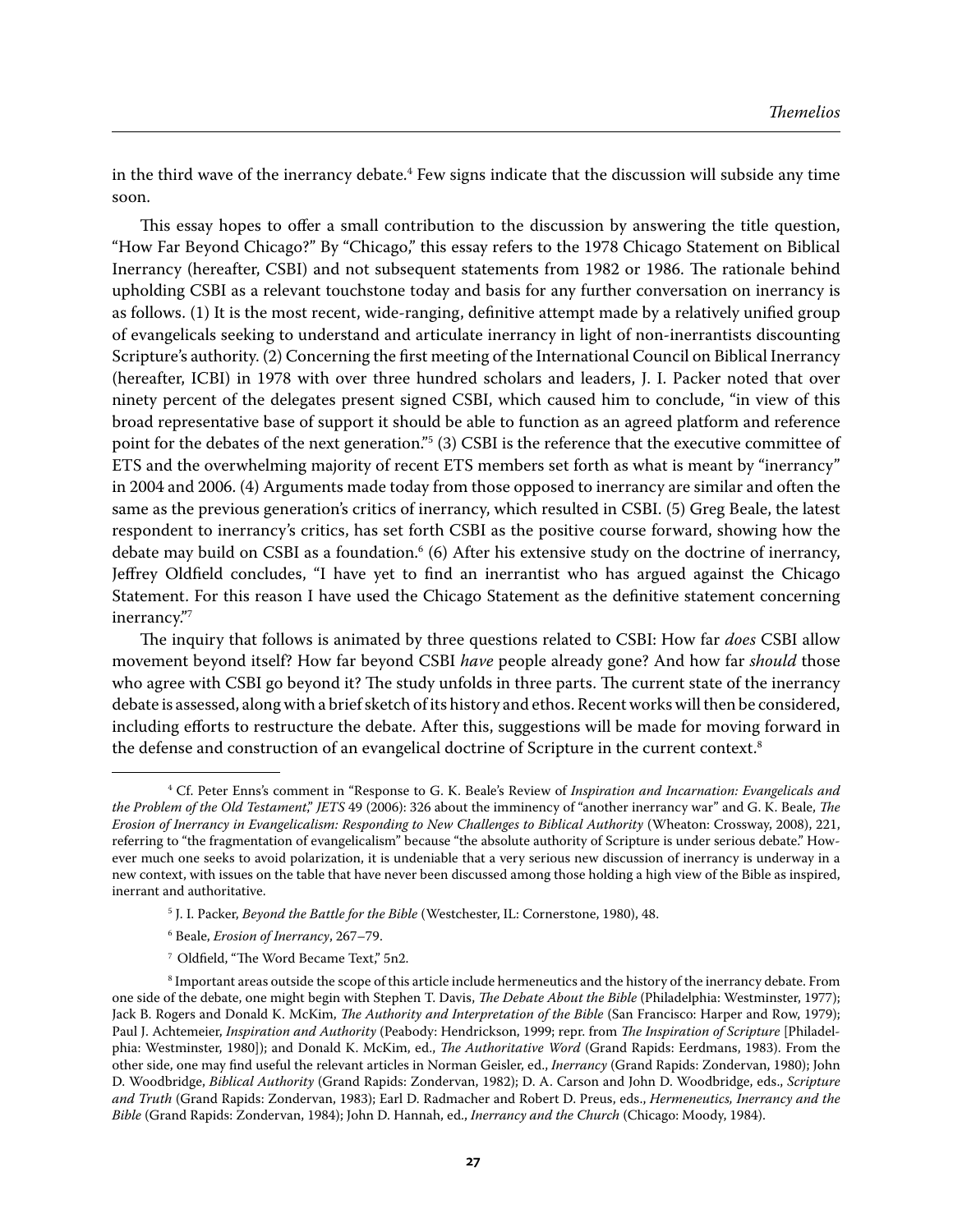in the third wave of the inerrancy debate.[4] Few signs indicate that the discussion will subside any time soon.

This essay hopes to offer a small contribution to the discussion by answering the title question, "How Far Beyond Chicago?" By "Chicago," this essay refers to the 1978 Chicago Statement on Biblical Inerrancy (hereafter, CSBI) and not subsequent statements from 1982 or 1986. The rationale behind upholding CSBI as a relevant touchstone today and basis for any further conversation on inerrancy is as follows. (1) It is the most recent, wide-ranging, definitive attempt made by a relatively unified group of evangelicals seeking to understand and articulate inerrancy in light of non-inerrantists discounting Scripture's authority. (2) Concerning the first meeting of the International Council on Biblical Inerrancy (hereafter, ICBI) in 1978 with over three hundred scholars and leaders, J. I. Packer noted that over ninety percent of the delegates present signed CSBI, which caused him to conclude, "in view of this broad representative base of support it should be able to function as an agreed platform and reference point for the debates of the next generation."[5] (3) CSBI is the reference that the executive committee of ETS and the overwhelming majority of recent ETS members set forth as what is meant by "inerrancy" in 2004 and 2006. (4) Arguments made today from those opposed to inerrancy are similar and often the same as the previous generation's critics of inerrancy, which resulted in CSBI. (5) Greg Beale, the latest respondent to inerrancy's critics, has set forth CSBI as the positive course forward, showing how the debate may build on CSBI as a foundation.[6] (6) After his extensive study on the doctrine of inerrancy, Jeffrey Oldfield concludes, "I have yet to find an inerrantist who has argued against the Chicago Statement. For this reason I have used the Chicago Statement as the definitive statement concerning inerrancy."[7]

The inquiry that follows is animated by three questions related to CSBI: How far *does* CSBI allow movement beyond itself? How far beyond CSBI *have* people already gone? And how far *should* those who agree with CSBI go beyond it? The study unfolds in three parts. The current state of the inerrancy debate is assessed, along with a brief sketch of its history and ethos. Recent works will then be considered, including efforts to restructure the debate. After this, suggestions will be made for moving forward in the defense and construction of an evangelical doctrine of Scripture in the current context.[8]

---

[4] Cf. Peter Enns's comment in "Response to G. K. Beale's Review of *Inspiration and Incarnation: Evangelicals and the Problem of the Old Testament*," *JETS* 49 (2006): 326 about the imminency of "another inerrancy war" and G. K. Beale, *The Erosion of Inerrancy in Evangelicalism: Responding to New Challenges to Biblical Authority* (Wheaton: Crossway, 2008), 221, referring to "the fragmentation of evangelicalism" because "the absolute authority of Scripture is under serious debate." However much one seeks to avoid polarization, it is undeniable that a very serious new discussion of inerrancy is underway in a new context, with issues on the table that have never been discussed among those holding a high view of the Bible as inspired, inerrant and authoritative.

[5] J. I. Packer, *Beyond the Battle for the Bible* (Westchester, IL: Cornerstone, 1980), 48.

[6] Beale, *Erosion of Inerrancy*, 267–79.

[7] Oldfield, "The Word Became Text," 5n2.

[8] Important areas outside the scope of this article include hermeneutics and the history of the inerrancy debate. From one side of the debate, one might begin with Stephen T. Davis, *The Debate About the Bible* (Philadelphia: Westminster, 1977); Jack B. Rogers and Donald K. McKim, *The Authority and Interpretation of the Bible* (San Francisco: Harper and Row, 1979); Paul J. Achtemeier, *Inspiration and Authority* (Peabody: Hendrickson, 1999; repr. from *The Inspiration of Scripture* [Philadelphia: Westminster, 1980]); and Donald K. McKim, ed., *The Authoritative Word* (Grand Rapids: Eerdmans, 1983). From the other side, one may find useful the relevant articles in Norman Geisler, ed., *Inerrancy* (Grand Rapids: Zondervan, 1980); John D. Woodbridge, *Biblical Authority* (Grand Rapids: Zondervan, 1982); D. A. Carson and John D. Woodbridge, eds., *Scripture and Truth* (Grand Rapids: Zondervan, 1983); Earl D. Radmacher and Robert D. Preus, eds., *Hermeneutics, Inerrancy and the Bible* (Grand Rapids: Zondervan, 1984); John D. Hannah, ed., *Inerrancy and the Church* (Chicago: Moody, 1984).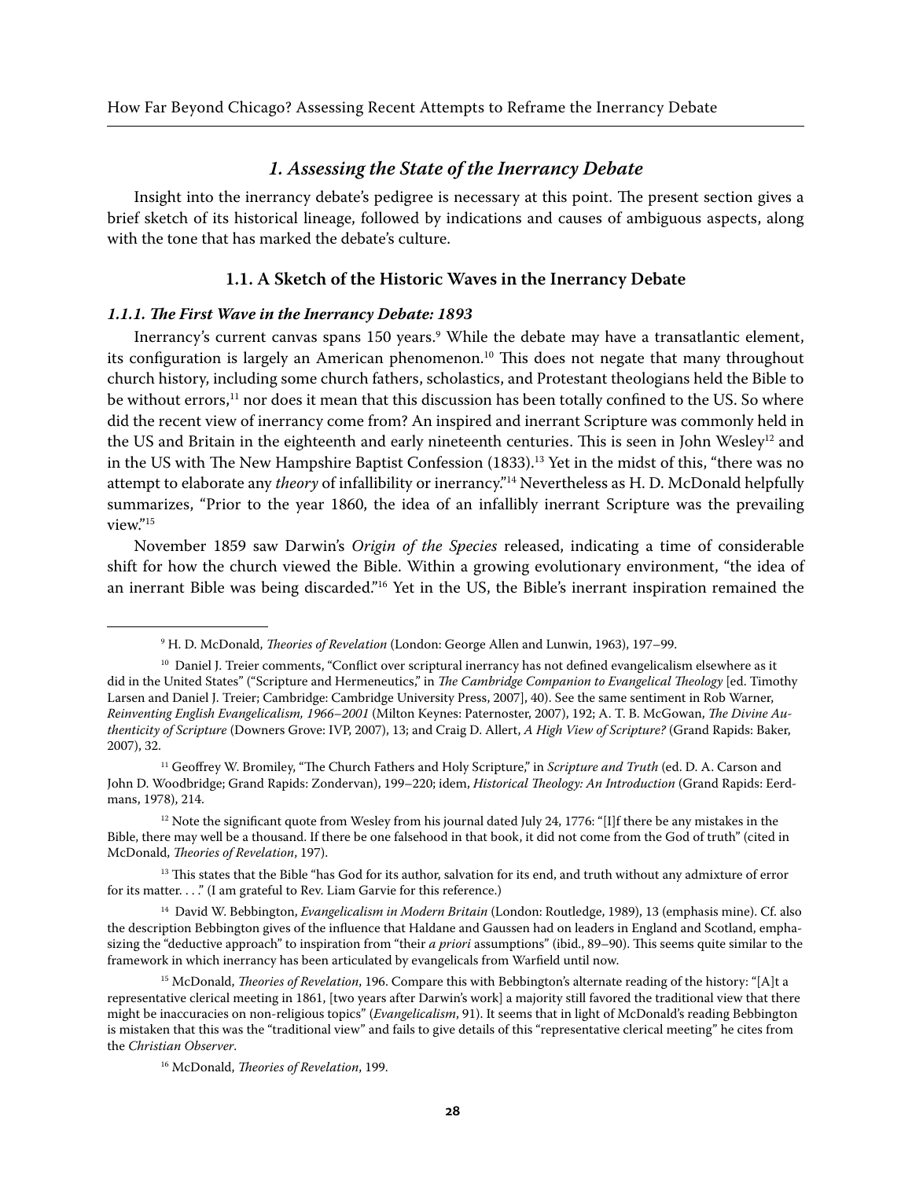## 1. Assessing the State of the Inerrancy Debate

Insight into the inerrancy debate's pedigree is necessary at this point. The present section gives a brief sketch of its historical lineage, followed by indications and causes of ambiguous aspects, along with the tone that has marked the debate's culture.

### 1.1. A Sketch of the Historic Waves in the Inerrancy Debate

#### *1.1.1. The First Wave in the Inerrancy Debate: 1893*

Inerrancy's current canvas spans 150 years.[9] While the debate may have a transatlantic element, its configuration is largely an American phenomenon.[10] This does not negate that many throughout church history, including some church fathers, scholastics, and Protestant theologians held the Bible to be without errors,[11] nor does it mean that this discussion has been totally confined to the US. So where did the recent view of inerrancy come from? An inspired and inerrant Scripture was commonly held in the US and Britain in the eighteenth and early nineteenth centuries. This is seen in John Wesley[12] and in the US with The New Hampshire Baptist Confession (1833).[13] Yet in the midst of this, "there was no attempt to elaborate any *theory* of infallibility or inerrancy."[14] Nevertheless as H. D. McDonald helpfully summarizes, "Prior to the year 1860, the idea of an infallibly inerrant Scripture was the prevailing view."[15]

November 1859 saw Darwin's *Origin of the Species* released, indicating a time of considerable shift for how the church viewed the Bible. Within a growing evolutionary environment, "the idea of an inerrant Bible was being discarded."[16] Yet in the US, the Bible's inerrant inspiration remained the

---

[9] H. D. McDonald, *Theories of Revelation* (London: George Allen and Lunwin, 1963), 197–99.

[10] Daniel J. Treier comments, "Conflict over scriptural inerrancy has not defined evangelicalism elsewhere as it did in the United States" ("Scripture and Hermeneutics," in *The Cambridge Companion to Evangelical Theology* [ed. Timothy Larsen and Daniel J. Treier; Cambridge: Cambridge University Press, 2007], 40). See the same sentiment in Rob Warner, *Reinventing English Evangelicalism, 1966–2001* (Milton Keynes: Paternoster, 2007), 192; A. T. B. McGowan, *The Divine Authenticity of Scripture* (Downers Grove: IVP, 2007), 13; and Craig D. Allert, *A High View of Scripture?* (Grand Rapids: Baker, 2007), 32.

[11] Geoffrey W. Bromiley, "The Church Fathers and Holy Scripture," in *Scripture and Truth* (ed. D. A. Carson and John D. Woodbridge; Grand Rapids: Zondervan), 199–220; idem, *Historical Theology: An Introduction* (Grand Rapids: Eerdmans, 1978), 214.

[12] Note the significant quote from Wesley from his journal dated July 24, 1776: "[I]f there be any mistakes in the Bible, there may well be a thousand. If there be one falsehood in that book, it did not come from the God of truth" (cited in McDonald, *Theories of Revelation*, 197).

[13] This states that the Bible "has God for its author, salvation for its end, and truth without any admixture of error for its matter. . . ." (I am grateful to Rev. Liam Garvie for this reference.)

[14] David W. Bebbington, *Evangelicalism in Modern Britain* (London: Routledge, 1989), 13 (emphasis mine). Cf. also the description Bebbington gives of the influence that Haldane and Gaussen had on leaders in England and Scotland, emphasizing the "deductive approach" to inspiration from "their *a priori* assumptions" (ibid., 89–90). This seems quite similar to the framework in which inerrancy has been articulated by evangelicals from Warfield until now.

[15] McDonald, *Theories of Revelation*, 196. Compare this with Bebbington's alternate reading of the history: "[A]t a representative clerical meeting in 1861, [two years after Darwin's work] a majority still favored the traditional view that there might be inaccuracies on non-religious topics" (*Evangelicalism*, 91). It seems that in light of McDonald's reading Bebbington is mistaken that this was the "traditional view" and fails to give details of this "representative clerical meeting" he cites from the *Christian Observer*.

[16] McDonald, *Theories of Revelation*, 199.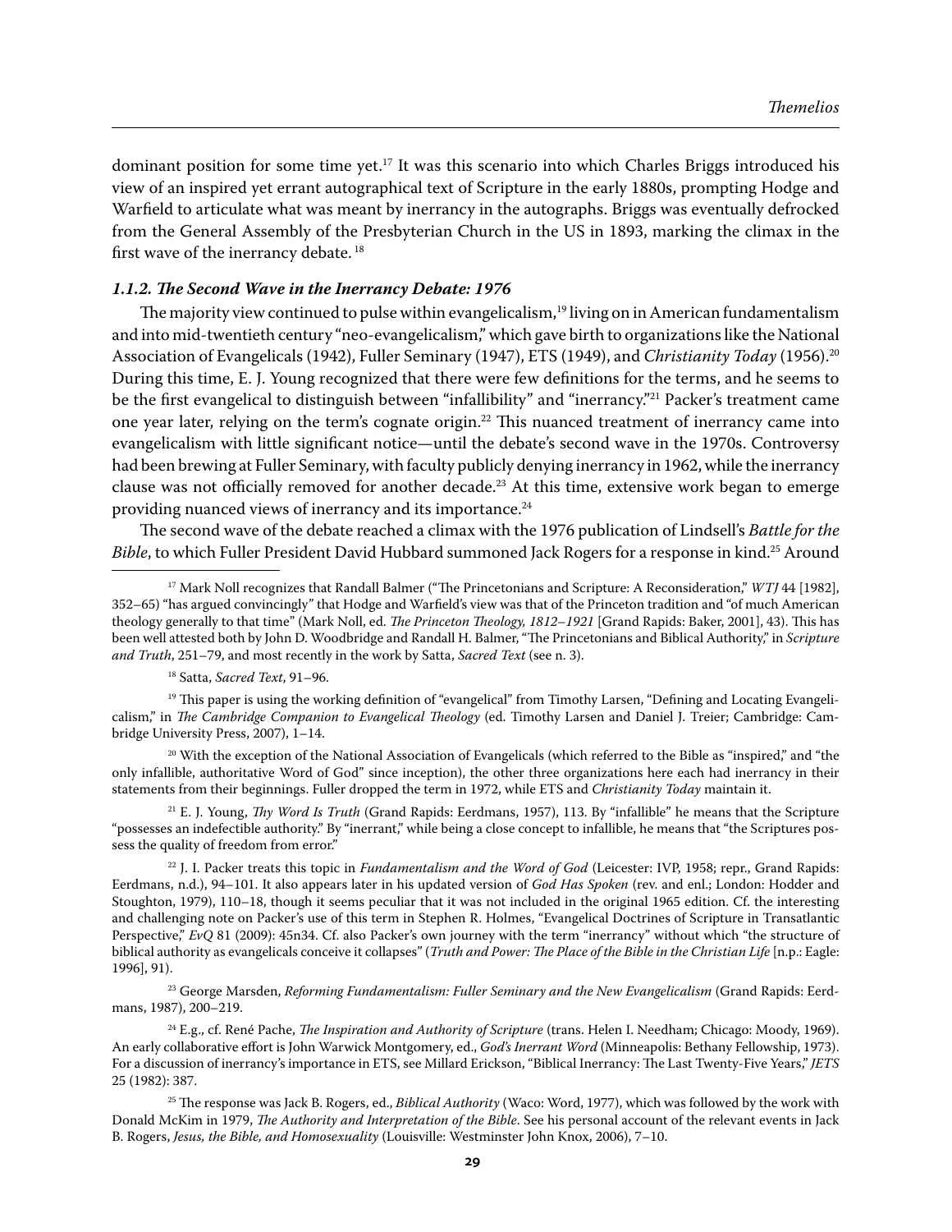dominant position for some time yet.[17] It was this scenario into which Charles Briggs introduced his view of an inspired yet errant autographical text of Scripture in the early 1880s, prompting Hodge and Warfield to articulate what was meant by inerrancy in the autographs. Briggs was eventually defrocked from the General Assembly of the Presbyterian Church in the US in 1893, marking the climax in the first wave of the inerrancy debate.[18]

#### *1.1.2. The Second Wave in the Inerrancy Debate: 1976*

The majority view continued to pulse within evangelicalism,[19] living on in American fundamentalism and into mid-twentieth century "neo-evangelicalism," which gave birth to organizations like the National Association of Evangelicals (1942), Fuller Seminary (1947), ETS (1949), and *Christianity Today* (1956).[20] During this time, E. J. Young recognized that there were few definitions for the terms, and he seems to be the first evangelical to distinguish between "infallibility" and "inerrancy."[21] Packer's treatment came one year later, relying on the term's cognate origin.[22] This nuanced treatment of inerrancy came into evangelicalism with little significant notice—until the debate's second wave in the 1970s. Controversy had been brewing at Fuller Seminary, with faculty publicly denying inerrancy in 1962, while the inerrancy clause was not officially removed for another decade.[23] At this time, extensive work began to emerge providing nuanced views of inerrancy and its importance.[24]

The second wave of the debate reached a climax with the 1976 publication of Lindsell's *Battle for the Bible*, to which Fuller President David Hubbard summoned Jack Rogers for a response in kind.[25] Around

---

[17] Mark Noll recognizes that Randall Balmer ("The Princetonians and Scripture: A Reconsideration," *WTJ* 44 [1982], 352–65) "has argued convincingly" that Hodge and Warfield's view was that of the Princeton tradition and "of much American theology generally to that time" (Mark Noll, ed. *The Princeton Theology, 1812–1921* [Grand Rapids: Baker, 2001], 43). This has been well attested both by John D. Woodbridge and Randall H. Balmer, "The Princetonians and Biblical Authority," in *Scripture and Truth*, 251–79, and most recently in the work by Satta, *Sacred Text* (see n. 3).

[18] Satta, *Sacred Text*, 91–96.

[19] This paper is using the working definition of "evangelical" from Timothy Larsen, "Defining and Locating Evangelicalism," in *The Cambridge Companion to Evangelical Theology* (ed. Timothy Larsen and Daniel J. Treier; Cambridge: Cambridge University Press, 2007), 1–14.

[20] With the exception of the National Association of Evangelicals (which referred to the Bible as "inspired," and "the only infallible, authoritative Word of God" since inception), the other three organizations here each had inerrancy in their statements from their beginnings. Fuller dropped the term in 1972, while ETS and *Christianity Today* maintain it.

[21] E. J. Young, *Thy Word Is Truth* (Grand Rapids: Eerdmans, 1957), 113. By "infallible" he means that the Scripture "possesses an indefectible authority." By "inerrant," while being a close concept to infallible, he means that "the Scriptures possess the quality of freedom from error."

[22] J. I. Packer treats this topic in *Fundamentalism and the Word of God* (Leicester: IVP, 1958; repr., Grand Rapids: Eerdmans, n.d.), 94–101. It also appears later in his updated version of *God Has Spoken* (rev. and enl.; London: Hodder and Stoughton, 1979), 110–18, though it seems peculiar that it was not included in the original 1965 edition. Cf. the interesting and challenging note on Packer's use of this term in Stephen R. Holmes, "Evangelical Doctrines of Scripture in Transatlantic Perspective," *EvQ* 81 (2009): 45n34. Cf. also Packer's own journey with the term "inerrancy" without which "the structure of biblical authority as evangelicals conceive it collapses" (*Truth and Power: The Place of the Bible in the Christian Life* [n.p.: Eagle: 1996], 91).

[23] George Marsden, *Reforming Fundamentalism: Fuller Seminary and the New Evangelicalism* (Grand Rapids: Eerdmans, 1987), 200–219.

[24] E.g., cf. René Pache, *The Inspiration and Authority of Scripture* (trans. Helen I. Needham; Chicago: Moody, 1969). An early collaborative effort is John Warwick Montgomery, ed., *God's Inerrant Word* (Minneapolis: Bethany Fellowship, 1973). For a discussion of inerrancy's importance in ETS, see Millard Erickson, "Biblical Inerrancy: The Last Twenty-Five Years," *JETS* 25 (1982): 387.

[25] The response was Jack B. Rogers, ed., *Biblical Authority* (Waco: Word, 1977), which was followed by the work with Donald McKim in 1979, *The Authority and Interpretation of the Bible*. See his personal account of the relevant events in Jack B. Rogers, *Jesus, the Bible, and Homosexuality* (Louisville: Westminster John Knox, 2006), 7–10.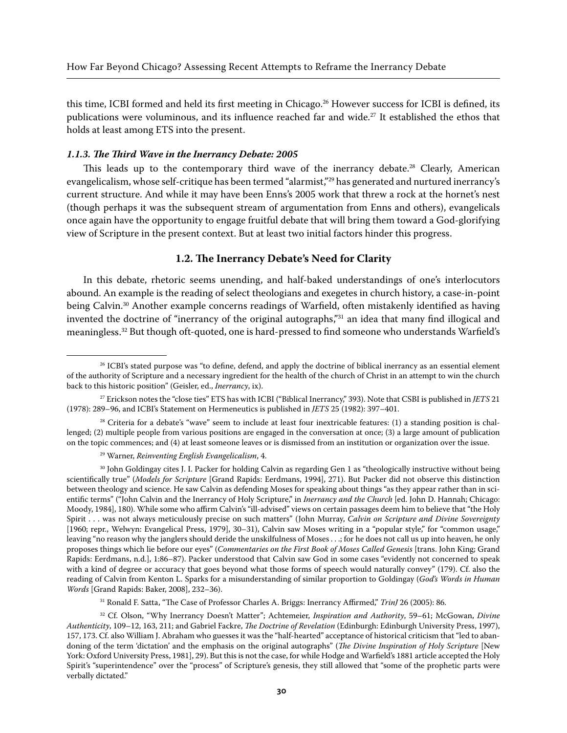this time, ICBI formed and held its first meeting in Chicago.[26] However success for ICBI is defined, its publications were voluminous, and its influence reached far and wide.[27] It established the ethos that holds at least among ETS into the present.

#### *1.1.3. The Third Wave in the Inerrancy Debate: 2005*

This leads up to the contemporary third wave of the inerrancy debate.[28] Clearly, American evangelicalism, whose self-critique has been termed "alarmist,"[29] has generated and nurtured inerrancy's current structure. And while it may have been Enns's 2005 work that threw a rock at the hornet's nest (though perhaps it was the subsequent stream of argumentation from Enns and others), evangelicals once again have the opportunity to engage fruitful debate that will bring them toward a God-glorifying view of Scripture in the present context. But at least two initial factors hinder this progress.

### 1.2. The Inerrancy Debate's Need for Clarity

In this debate, rhetoric seems unending, and half-baked understandings of one's interlocutors abound. An example is the reading of select theologians and exegetes in church history, a case-in-point being Calvin.[30] Another example concerns readings of Warfield, often mistakenly identified as having invented the doctrine of "inerrancy of the original autographs,"[31] an idea that many find illogical and meaningless.[32] But though oft-quoted, one is hard-pressed to find someone who understands Warfield's

---

[26] ICBI's stated purpose was "to define, defend, and apply the doctrine of biblical inerrancy as an essential element of the authority of Scripture and a necessary ingredient for the health of the church of Christ in an attempt to win the church back to this historic position" (Geisler, ed., *Inerrancy*, ix).

[27] Erickson notes the "close ties" ETS has with ICBI ("Biblical Inerrancy," 393). Note that CSBI is published in *JETS* 21 (1978): 289–96, and ICBI's Statement on Hermeneutics is published in *JETS* 25 (1982): 397–401.

[28] Criteria for a debate's "wave" seem to include at least four inextricable features: (1) a standing position is challenged; (2) multiple people from various positions are engaged in the conversation at once; (3) a large amount of publication on the topic commences; and (4) at least someone leaves or is dismissed from an institution or organization over the issue.

[29] Warner, *Reinventing English Evangelicalism*, 4.

[30] John Goldingay cites J. I. Packer for holding Calvin as regarding Gen 1 as "theologically instructive without being scientifically true" (*Models for Scripture* [Grand Rapids: Eerdmans, 1994], 271). But Packer did not observe this distinction between theology and science. He saw Calvin as defending Moses for speaking about things "as they appear rather than in scientific terms" ("John Calvin and the Inerrancy of Holy Scripture," in *Inerrancy and the Church* [ed. John D. Hannah; Chicago: Moody, 1984], 180). While some who affirm Calvin's "ill-advised" views on certain passages deem him to believe that "the Holy Spirit . . . was not always meticulously precise on such matters" (John Murray, *Calvin on Scripture and Divine Sovereignty* [1960; repr., Welwyn: Evangelical Press, 1979], 30–31), Calvin saw Moses writing in a "popular style," for "common usage," leaving "no reason why the janglers should deride the unskilfulness of Moses . . .; for he does not call us up into heaven, he only proposes things which lie before our eyes" (*Commentaries on the First Book of Moses Called Genesis* [trans. John King; Grand Rapids: Eerdmans, n.d.], 1:86–87). Packer understood that Calvin saw God in some cases "evidently not concerned to speak with a kind of degree or accuracy that goes beyond what those forms of speech would naturally convey" (179). Cf. also the reading of Calvin from Kenton L. Sparks for a misunderstanding of similar proportion to Goldingay (*God's Words in Human Words* [Grand Rapids: Baker, 2008], 232–36).

[31] Ronald F. Satta, "The Case of Professor Charles A. Briggs: Inerrancy Affirmed," *TrinJ* 26 (2005): 86.

[32] Cf. Olson, "Why Inerrancy Doesn't Matter"; Achtemeier, *Inspiration and Authority*, 59–61; McGowan, *Divine Authenticity*, 109–12, 163, 211; and Gabriel Fackre, *The Doctrine of Revelation* (Edinburgh: Edinburgh University Press, 1997), 157, 173. Cf. also William J. Abraham who guesses it was the "half-hearted" acceptance of historical criticism that "led to abandoning of the term 'dictation' and the emphasis on the original autographs" (*The Divine Inspiration of Holy Scripture* [New York: Oxford University Press, 1981], 29). But this is not the case, for while Hodge and Warfield's 1881 article accepted the Holy Spirit's "superintendence" over the "process" of Scripture's genesis, they still allowed that "some of the prophetic parts were verbally dictated."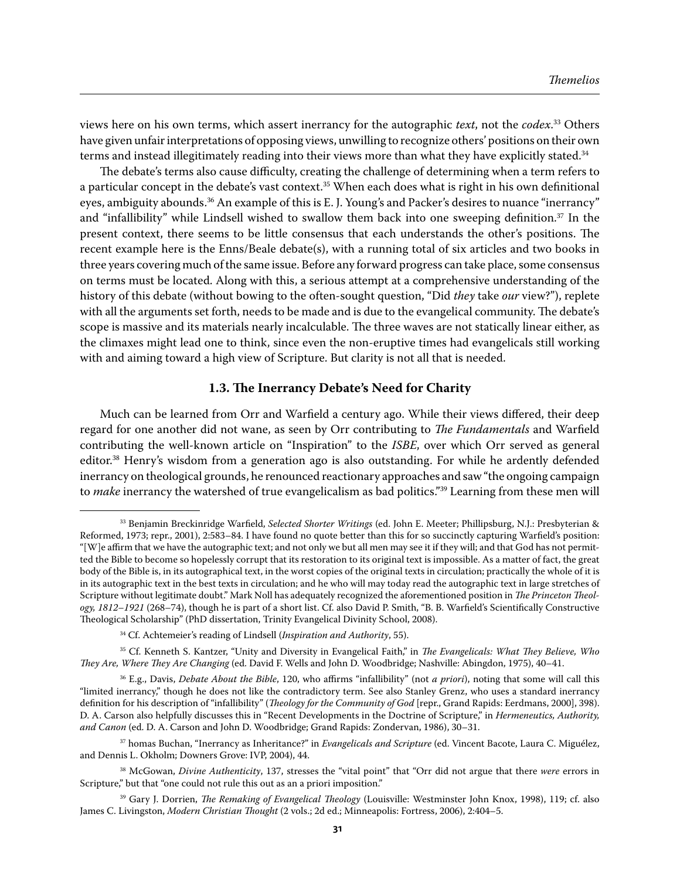views here on his own terms, which assert inerrancy for the autographic *text*, not the *codex*.[33] Others have given unfair interpretations of opposing views, unwilling to recognize others' positions on their own terms and instead illegitimately reading into their views more than what they have explicitly stated.[34]

The debate's terms also cause difficulty, creating the challenge of determining when a term refers to a particular concept in the debate's vast context.[35] When each does what is right in his own definitional eyes, ambiguity abounds.[36] An example of this is E. J. Young's and Packer's desires to nuance "inerrancy" and "infallibility" while Lindsell wished to swallow them back into one sweeping definition.[37] In the present context, there seems to be little consensus that each understands the other's positions. The recent example here is the Enns/Beale debate(s), with a running total of six articles and two books in three years covering much of the same issue. Before any forward progress can take place, some consensus on terms must be located. Along with this, a serious attempt at a comprehensive understanding of the history of this debate (without bowing to the often-sought question, "Did *they* take *our* view?"), replete with all the arguments set forth, needs to be made and is due to the evangelical community. The debate's scope is massive and its materials nearly incalculable. The three waves are not statically linear either, as the climaxes might lead one to think, since even the non-eruptive times had evangelicals still working with and aiming toward a high view of Scripture. But clarity is not all that is needed.

### 1.3. The Inerrancy Debate's Need for Charity

Much can be learned from Orr and Warfield a century ago. While their views differed, their deep regard for one another did not wane, as seen by Orr contributing to *The Fundamentals* and Warfield contributing the well-known article on "Inspiration" to the *ISBE*, over which Orr served as general editor.[38] Henry's wisdom from a generation ago is also outstanding. For while he ardently defended inerrancy on theological grounds, he renounced reactionary approaches and saw "the ongoing campaign to *make* inerrancy the watershed of true evangelicalism as bad politics."[39] Learning from these men will

---

[33] Benjamin Breckinridge Warfield, *Selected Shorter Writings* (ed. John E. Meeter; Phillipsburg, N.J.: Presbyterian & Reformed, 1973; repr., 2001), 2:583–84. I have found no quote better than this for so succinctly capturing Warfield's position: "[W]e affirm that we have the autographic text; and not only we but all men may see it if they will; and that God has not permitted the Bible to become so hopelessly corrupt that its restoration to its original text is impossible. As a matter of fact, the great body of the Bible is, in its autographical text, in the worst copies of the original texts in circulation; practically the whole of it is in its autographic text in the best texts in circulation; and he who will may today read the autographic text in large stretches of Scripture without legitimate doubt." Mark Noll has adequately recognized the aforementioned position in *The Princeton Theology, 1812–1921* (268–74), though he is part of a short list. Cf. also David P. Smith, "B. B. Warfield's Scientifically Constructive Theological Scholarship" (PhD dissertation, Trinity Evangelical Divinity School, 2008).

[34] Cf. Achtemeier's reading of Lindsell (*Inspiration and Authority*, 55).

[35] Cf. Kenneth S. Kantzer, "Unity and Diversity in Evangelical Faith," in *The Evangelicals: What They Believe, Who They Are, Where They Are Changing* (ed. David F. Wells and John D. Woodbridge; Nashville: Abingdon, 1975), 40–41.

[36] E.g., Davis, *Debate About the Bible*, 120, who affirms "infallibility" (not *a priori*), noting that some will call this "limited inerrancy," though he does not like the contradictory term. See also Stanley Grenz, who uses a standard inerrancy definition for his description of "infallibility" (*Theology for the Community of God* [repr., Grand Rapids: Eerdmans, 2000], 398). D. A. Carson also helpfully discusses this in "Recent Developments in the Doctrine of Scripture," in *Hermeneutics, Authority, and Canon* (ed. D. A. Carson and John D. Woodbridge; Grand Rapids: Zondervan, 1986), 30–31.

[37] homas Buchan, "Inerrancy as Inheritance?" in *Evangelicals and Scripture* (ed. Vincent Bacote, Laura C. Miguélez, and Dennis L. Okholm; Downers Grove: IVP, 2004), 44.

[38] McGowan, *Divine Authenticity*, 137, stresses the "vital point" that "Orr did not argue that there *were* errors in Scripture," but that "one could not rule this out as an a priori imposition."

[39] Gary J. Dorrien, *The Remaking of Evangelical Theology* (Louisville: Westminster John Knox, 1998), 119; cf. also James C. Livingston, *Modern Christian Thought* (2 vols.; 2d ed.; Minneapolis: Fortress, 2006), 2:404–5.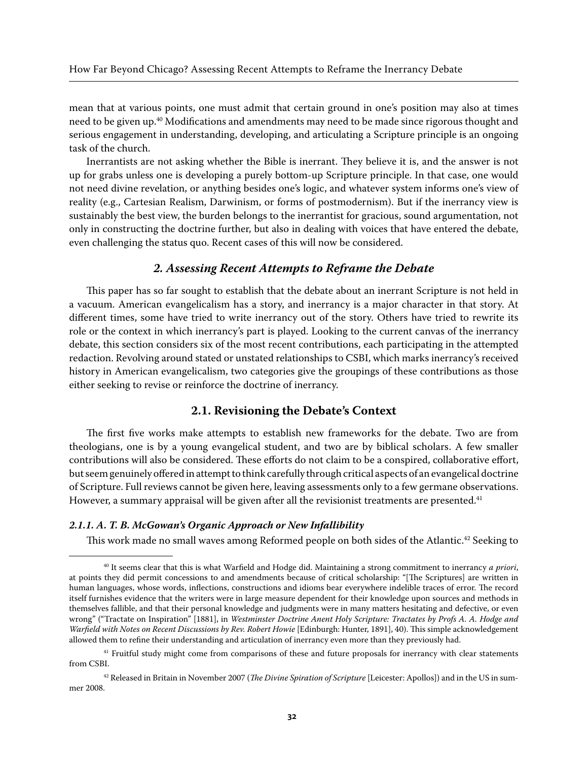mean that at various points, one must admit that certain ground in one's position may also at times need to be given up.[40] Modifications and amendments may need to be made since rigorous thought and serious engagement in understanding, developing, and articulating a Scripture principle is an ongoing task of the church.

Inerrantists are not asking whether the Bible is inerrant. They believe it is, and the answer is not up for grabs unless one is developing a purely bottom-up Scripture principle. In that case, one would not need divine revelation, or anything besides one's logic, and whatever system informs one's view of reality (e.g., Cartesian Realism, Darwinism, or forms of postmodernism). But if the inerrancy view is sustainably the best view, the burden belongs to the inerrantist for gracious, sound argumentation, not only in constructing the doctrine further, but also in dealing with voices that have entered the debate, even challenging the status quo. Recent cases of this will now be considered.

## *2. Assessing Recent Attempts to Reframe the Debate*

This paper has so far sought to establish that the debate about an inerrant Scripture is not held in a vacuum. American evangelicalism has a story, and inerrancy is a major character in that story. At different times, some have tried to write inerrancy out of the story. Others have tried to rewrite its role or the context in which inerrancy's part is played. Looking to the current canvas of the inerrancy debate, this section considers six of the most recent contributions, each participating in the attempted redaction. Revolving around stated or unstated relationships to CSBI, which marks inerrancy's received history in American evangelicalism, two categories give the groupings of these contributions as those either seeking to revise or reinforce the doctrine of inerrancy.

### 2.1. Revisioning the Debate's Context

The first five works make attempts to establish new frameworks for the debate. Two are from theologians, one is by a young evangelical student, and two are by biblical scholars. A few smaller contributions will also be considered. These efforts do not claim to be a conspired, collaborative effort, but seem genuinely offered in attempt to think carefully through critical aspects of an evangelical doctrine of Scripture. Full reviews cannot be given here, leaving assessments only to a few germane observations. However, a summary appraisal will be given after all the revisionist treatments are presented.[41]

#### *2.1.1. A. T. B. McGowan's Organic Approach or New Infallibility*

This work made no small waves among Reformed people on both sides of the Atlantic.[42] Seeking to

---

[40] It seems clear that this is what Warfield and Hodge did. Maintaining a strong commitment to inerrancy *a priori*, at points they did permit concessions to and amendments because of critical scholarship: "[The Scriptures] are written in human languages, whose words, inflections, constructions and idioms bear everywhere indelible traces of error. The record itself furnishes evidence that the writers were in large measure dependent for their knowledge upon sources and methods in themselves fallible, and that their personal knowledge and judgments were in many matters hesitating and defective, or even wrong" ("Tractate on Inspiration" [1881], in *Westminster Doctrine Anent Holy Scripture: Tractates by Profs A. A. Hodge and Warfield with Notes on Recent Discussions by Rev. Robert Howie* [Edinburgh: Hunter, 1891], 40). This simple acknowledgement allowed them to refine their understanding and articulation of inerrancy even more than they previously had.

[41] Fruitful study might come from comparisons of these and future proposals for inerrancy with clear statements from CSBI.

[42] Released in Britain in November 2007 (*The Divine Spiration of Scripture* [Leicester: Apollos]) and in the US in summer 2008.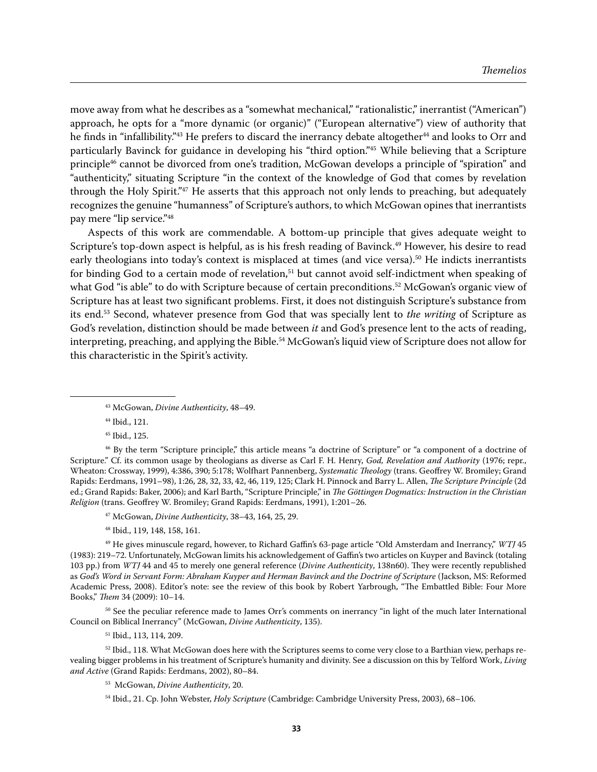move away from what he describes as a "somewhat mechanical," "rationalistic," inerrantist ("American") approach, he opts for a "more dynamic (or organic)" ("European alternative") view of authority that he finds in "infallibility."[43] He prefers to discard the inerrancy debate altogether[44] and looks to Orr and particularly Bavinck for guidance in developing his "third option."[45] While believing that a Scripture principle[46] cannot be divorced from one's tradition, McGowan develops a principle of "spiration" and "authenticity," situating Scripture "in the context of the knowledge of God that comes by revelation through the Holy Spirit."[47] He asserts that this approach not only lends to preaching, but adequately recognizes the genuine "humanness" of Scripture's authors, to which McGowan opines that inerrantists pay mere "lip service."[48]

Aspects of this work are commendable. A bottom-up principle that gives adequate weight to Scripture's top-down aspect is helpful, as is his fresh reading of Bavinck.[49] However, his desire to read early theologians into today's context is misplaced at times (and vice versa).[50] He indicts inerrantists for binding God to a certain mode of revelation,[51] but cannot avoid self-indictment when speaking of what God "is able" to do with Scripture because of certain preconditions.[52] McGowan's organic view of Scripture has at least two significant problems. First, it does not distinguish Scripture's substance from its end.[53] Second, whatever presence from God that was specially lent to *the writing* of Scripture as God's revelation, distinction should be made between *it* and God's presence lent to the acts of reading, interpreting, preaching, and applying the Bible.[54] McGowan's liquid view of Scripture does not allow for this characteristic in the Spirit's activity.

---

[43] McGowan, *Divine Authenticity*, 48–49.

[44] Ibid., 121.

[45] Ibid., 125.

[46] By the term "Scripture principle," this article means "a doctrine of Scripture" or "a component of a doctrine of Scripture." Cf. its common usage by theologians as diverse as Carl F. H. Henry, *God, Revelation and Authority* (1976; repr., Wheaton: Crossway, 1999), 4:386, 390; 5:178; Wolfhart Pannenberg, *Systematic Theology* (trans. Geoffrey W. Bromiley; Grand Rapids: Eerdmans, 1991–98), 1:26, 28, 32, 33, 42, 46, 119, 125; Clark H. Pinnock and Barry L. Allen, *The Scripture Principle* (2d ed.; Grand Rapids: Baker, 2006); and Karl Barth, "Scripture Principle," in *The Göttingen Dogmatics: Instruction in the Christian Religion* (trans. Geoffrey W. Bromiley; Grand Rapids: Eerdmans, 1991), 1:201–26.

[47] McGowan, *Divine Authenticity*, 38–43, 164, 25, 29.

[48] Ibid., 119, 148, 158, 161.

[49] He gives minuscule regard, however, to Richard Gaffin's 63-page article "Old Amsterdam and Inerrancy," *WTJ* 45 (1983): 219–72. Unfortunately, McGowan limits his acknowledgement of Gaffin's two articles on Kuyper and Bavinck (totaling 103 pp.) from *WTJ* 44 and 45 to merely one general reference (*Divine Authenticity*, 138n60). They were recently republished as *God's Word in Servant Form: Abraham Kuyper and Herman Bavinck and the Doctrine of Scripture* (Jackson, MS: Reformed Academic Press, 2008). Editor's note: see the review of this book by Robert Yarbrough, "The Embattled Bible: Four More Books," *Them* 34 (2009): 10–14.

[50] See the peculiar reference made to James Orr's comments on inerrancy "in light of the much later International Council on Biblical Inerrancy" (McGowan, *Divine Authenticity*, 135).

[51] Ibid., 113, 114, 209.

[52] Ibid., 118. What McGowan does here with the Scriptures seems to come very close to a Barthian view, perhaps revealing bigger problems in his treatment of Scripture's humanity and divinity. See a discussion on this by Telford Work, *Living and Active* (Grand Rapids: Eerdmans, 2002), 80–84.

[53] McGowan, *Divine Authenticity*, 20.

[54] Ibid., 21. Cp. John Webster, *Holy Scripture* (Cambridge: Cambridge University Press, 2003), 68–106.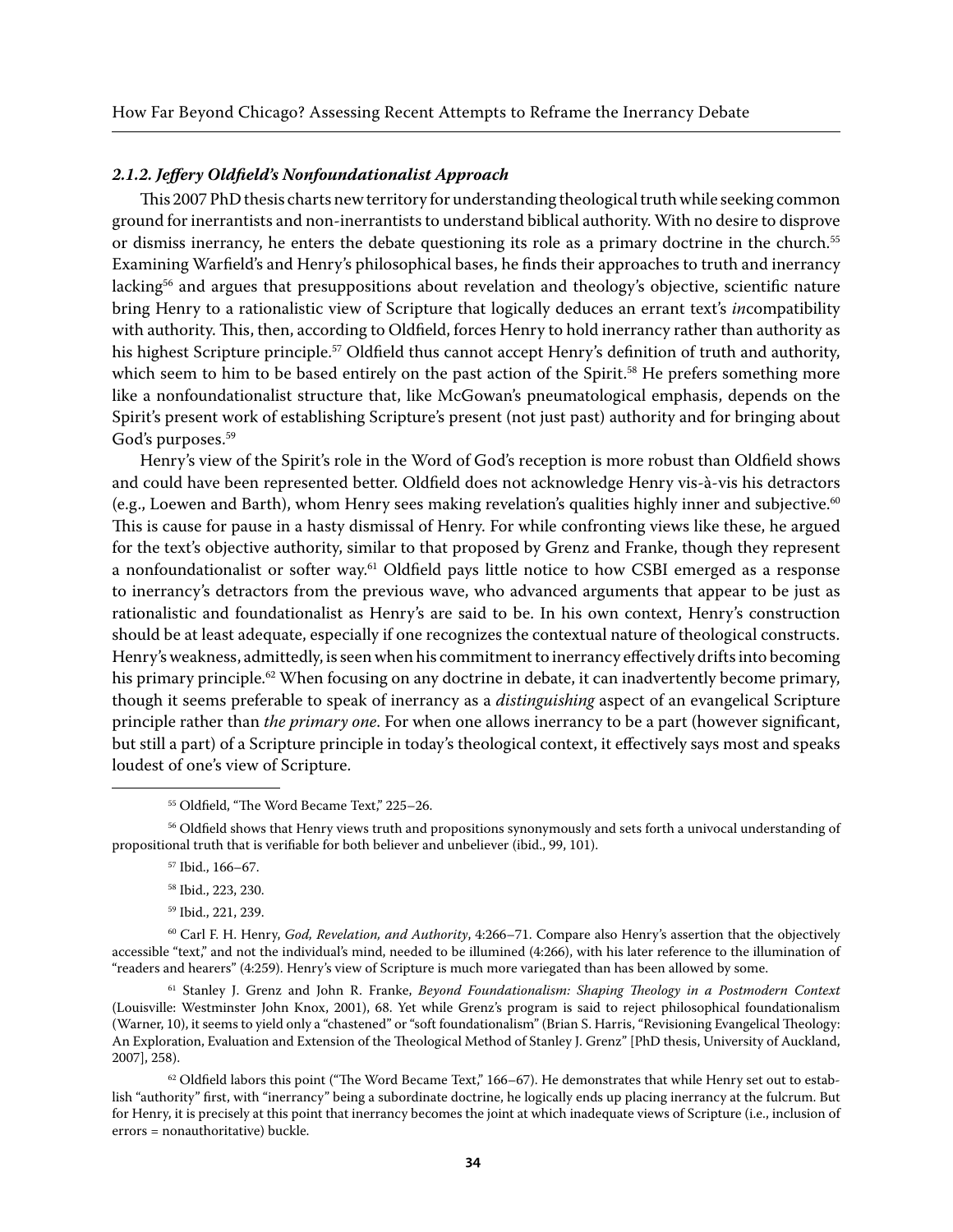### *2.1.2. Jeffery Oldfield's Nonfoundationalist Approach*

This 2007 PhD thesis charts new territory for understanding theological truth while seeking common ground for inerrantists and non-inerrantists to understand biblical authority. With no desire to disprove or dismiss inerrancy, he enters the debate questioning its role as a primary doctrine in the church.[55] Examining Warfield's and Henry's philosophical bases, he finds their approaches to truth and inerrancy lacking[56] and argues that presuppositions about revelation and theology's objective, scientific nature bring Henry to a rationalistic view of Scripture that logically deduces an errant text's *in*compatibility with authority. This, then, according to Oldfield, forces Henry to hold inerrancy rather than authority as his highest Scripture principle.[57] Oldfield thus cannot accept Henry's definition of truth and authority, which seem to him to be based entirely on the past action of the Spirit.[58] He prefers something more like a nonfoundationalist structure that, like McGowan's pneumatological emphasis, depends on the Spirit's present work of establishing Scripture's present (not just past) authority and for bringing about God's purposes.[59]

Henry's view of the Spirit's role in the Word of God's reception is more robust than Oldfield shows and could have been represented better. Oldfield does not acknowledge Henry vis-à-vis his detractors (e.g., Loewen and Barth), whom Henry sees making revelation's qualities highly inner and subjective.[60] This is cause for pause in a hasty dismissal of Henry. For while confronting views like these, he argued for the text's objective authority, similar to that proposed by Grenz and Franke, though they represent a nonfoundationalist or softer way.[61] Oldfield pays little notice to how CSBI emerged as a response to inerrancy's detractors from the previous wave, who advanced arguments that appear to be just as rationalistic and foundationalist as Henry's are said to be. In his own context, Henry's construction should be at least adequate, especially if one recognizes the contextual nature of theological constructs. Henry's weakness, admittedly, is seen when his commitment to inerrancy effectively drifts into becoming his primary principle.[62] When focusing on any doctrine in debate, it can inadvertently become primary, though it seems preferable to speak of inerrancy as a *distinguishing* aspect of an evangelical Scripture principle rather than *the primary one*. For when one allows inerrancy to be a part (however significant, but still a part) of a Scripture principle in today's theological context, it effectively says most and speaks loudest of one's view of Scripture.

---

[55] Oldfield, "The Word Became Text," 225–26.

[56] Oldfield shows that Henry views truth and propositions synonymously and sets forth a univocal understanding of propositional truth that is verifiable for both believer and unbeliever (ibid., 99, 101).

[57] Ibid., 166–67.

[58] Ibid., 223, 230.

[59] Ibid., 221, 239.

[60] Carl F. H. Henry, *God, Revelation, and Authority*, 4:266–71. Compare also Henry's assertion that the objectively accessible "text," and not the individual's mind, needed to be illumined (4:266), with his later reference to the illumination of "readers and hearers" (4:259). Henry's view of Scripture is much more variegated than has been allowed by some.

[61] Stanley J. Grenz and John R. Franke, *Beyond Foundationalism: Shaping Theology in a Postmodern Context* (Louisville: Westminster John Knox, 2001), 68. Yet while Grenz's program is said to reject philosophical foundationalism (Warner, 10), it seems to yield only a "chastened" or "soft foundationalism" (Brian S. Harris, "Revisioning Evangelical Theology: An Exploration, Evaluation and Extension of the Theological Method of Stanley J. Grenz" [PhD thesis, University of Auckland, 2007], 258).

[62] Oldfield labors this point ("The Word Became Text," 166–67). He demonstrates that while Henry set out to establish "authority" first, with "inerrancy" being a subordinate doctrine, he logically ends up placing inerrancy at the fulcrum. But for Henry, it is precisely at this point that inerrancy becomes the joint at which inadequate views of Scripture (i.e., inclusion of errors = nonauthoritative) buckle.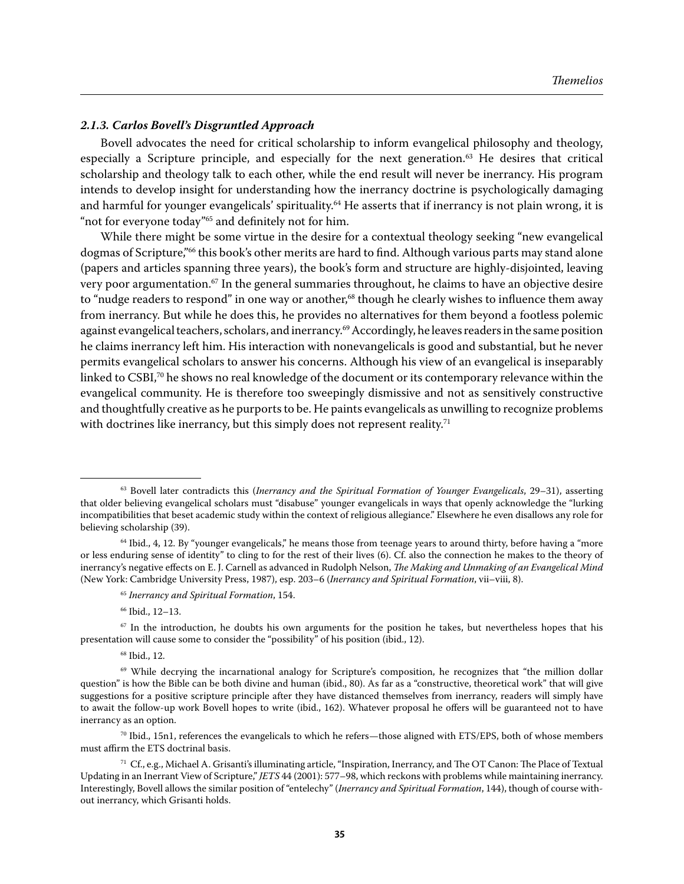### *2.1.3. Carlos Bovell's Disgruntled Approach*

Bovell advocates the need for critical scholarship to inform evangelical philosophy and theology, especially a Scripture principle, and especially for the next generation.[63] He desires that critical scholarship and theology talk to each other, while the end result will never be inerrancy. His program intends to develop insight for understanding how the inerrancy doctrine is psychologically damaging and harmful for younger evangelicals' spirituality.[64] He asserts that if inerrancy is not plain wrong, it is "not for everyone today"[65] and definitely not for him.

While there might be some virtue in the desire for a contextual theology seeking "new evangelical dogmas of Scripture,"[66] this book's other merits are hard to find. Although various parts may stand alone (papers and articles spanning three years), the book's form and structure are highly-disjointed, leaving very poor argumentation.[67] In the general summaries throughout, he claims to have an objective desire to "nudge readers to respond" in one way or another,[68] though he clearly wishes to influence them away from inerrancy. But while he does this, he provides no alternatives for them beyond a footless polemic against evangelical teachers, scholars, and inerrancy.[69] Accordingly, he leaves readers in the same position he claims inerrancy left him. His interaction with nonevangelicals is good and substantial, but he never permits evangelical scholars to answer his concerns. Although his view of an evangelical is inseparably linked to CSBI,[70] he shows no real knowledge of the document or its contemporary relevance within the evangelical community. He is therefore too sweepingly dismissive and not as sensitively constructive and thoughtfully creative as he purports to be. He paints evangelicals as unwilling to recognize problems with doctrines like inerrancy, but this simply does not represent reality.[71]

---

[63] Bovell later contradicts this (*Inerrancy and the Spiritual Formation of Younger Evangelicals*, 29–31), asserting that older believing evangelical scholars must "disabuse" younger evangelicals in ways that openly acknowledge the "lurking incompatibilities that beset academic study within the context of religious allegiance." Elsewhere he even disallows any role for believing scholarship (39).

[64] Ibid., 4, 12. By "younger evangelicals," he means those from teenage years to around thirty, before having a "more or less enduring sense of identity" to cling to for the rest of their lives (6). Cf. also the connection he makes to the theory of inerrancy's negative effects on E. J. Carnell as advanced in Rudolph Nelson, *The Making and Unmaking of an Evangelical Mind* (New York: Cambridge University Press, 1987), esp. 203–6 (*Inerrancy and Spiritual Formation*, vii–viii, 8).

[65] *Inerrancy and Spiritual Formation*, 154.

[66] Ibid., 12–13.

[67] In the introduction, he doubts his own arguments for the position he takes, but nevertheless hopes that his presentation will cause some to consider the "possibility" of his position (ibid., 12).

[68] Ibid., 12.

[69] While decrying the incarnational analogy for Scripture's composition, he recognizes that "the million dollar question" is how the Bible can be both divine and human (ibid., 80). As far as a "constructive, theoretical work" that will give suggestions for a positive scripture principle after they have distanced themselves from inerrancy, readers will simply have to await the follow-up work Bovell hopes to write (ibid., 162). Whatever proposal he offers will be guaranteed not to have inerrancy as an option.

[70] Ibid., 15n1, references the evangelicals to which he refers—those aligned with ETS/EPS, both of whose members must affirm the ETS doctrinal basis.

[71] Cf., e.g., Michael A. Grisanti's illuminating article, "Inspiration, Inerrancy, and The OT Canon: The Place of Textual Updating in an Inerrant View of Scripture," *JETS* 44 (2001): 577–98, which reckons with problems while maintaining inerrancy. Interestingly, Bovell allows the similar position of "entelechy" (*Inerrancy and Spiritual Formation*, 144), though of course without inerrancy, which Grisanti holds.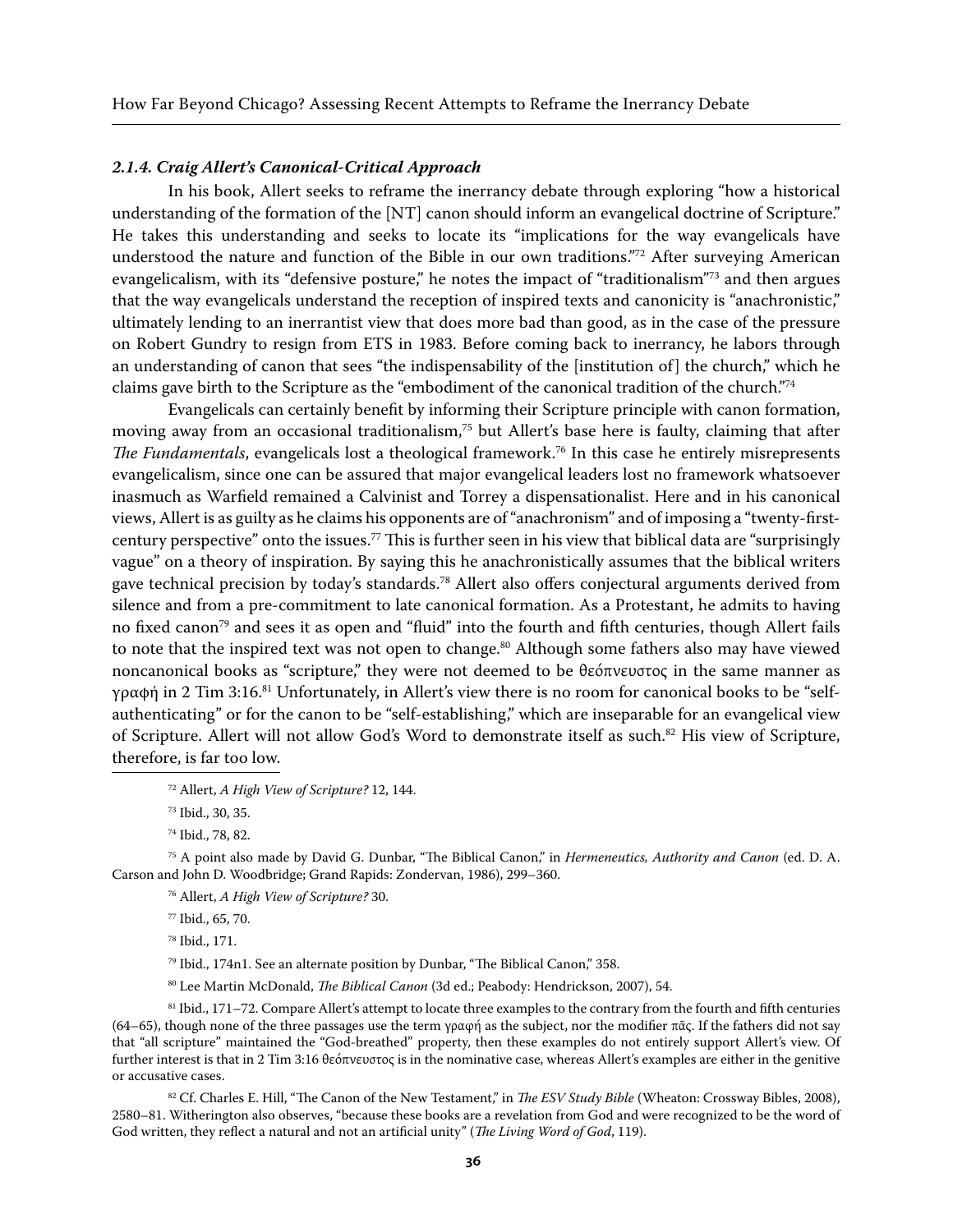### *2.1.4. Craig Allert's Canonical-Critical Approach*

In his book, Allert seeks to reframe the inerrancy debate through exploring "how a historical understanding of the formation of the [NT] canon should inform an evangelical doctrine of Scripture." He takes this understanding and seeks to locate its "implications for the way evangelicals have understood the nature and function of the Bible in our own traditions."[72] After surveying American evangelicalism, with its "defensive posture," he notes the impact of "traditionalism"[73] and then argues that the way evangelicals understand the reception of inspired texts and canonicity is "anachronistic," ultimately lending to an inerrantist view that does more bad than good, as in the case of the pressure on Robert Gundry to resign from ETS in 1983. Before coming back to inerrancy, he labors through an understanding of canon that sees "the indispensability of the [institution of] the church," which he claims gave birth to the Scripture as the "embodiment of the canonical tradition of the church."[74]

Evangelicals can certainly benefit by informing their Scripture principle with canon formation, moving away from an occasional traditionalism,[75] but Allert's base here is faulty, claiming that after *The Fundamentals*, evangelicals lost a theological framework.[76] In this case he entirely misrepresents evangelicalism, since one can be assured that major evangelical leaders lost no framework whatsoever inasmuch as Warfield remained a Calvinist and Torrey a dispensationalist. Here and in his canonical views, Allert is as guilty as he claims his opponents are of "anachronism" and of imposing a "twenty-first-century perspective" onto the issues.[77] This is further seen in his view that biblical data are "surprisingly vague" on a theory of inspiration. By saying this he anachronistically assumes that the biblical writers gave technical precision by today's standards.[78] Allert also offers conjectural arguments derived from silence and from a pre-commitment to late canonical formation. As a Protestant, he admits to having no fixed canon[79] and sees it as open and "fluid" into the fourth and fifth centuries, though Allert fails to note that the inspired text was not open to change.[80] Although some fathers also may have viewed noncanonical books as "scripture," they were not deemed to be θεόπνευστος in the same manner as γραφή in 2 Tim 3:16.[81] Unfortunately, in Allert's view there is no room for canonical books to be "self-authenticating" or for the canon to be "self-establishing," which are inseparable for an evangelical view of Scripture. Allert will not allow God's Word to demonstrate itself as such.[82] His view of Scripture, therefore, is far too low.

---

[72] Allert, *A High View of Scripture?* 12, 144.

[73] Ibid., 30, 35.

[74] Ibid., 78, 82.

[75] A point also made by David G. Dunbar, "The Biblical Canon," in *Hermeneutics, Authority and Canon* (ed. D. A. Carson and John D. Woodbridge; Grand Rapids: Zondervan, 1986), 299–360.

[76] Allert, *A High View of Scripture?* 30.

[77] Ibid., 65, 70.

[78] Ibid., 171.

[79] Ibid., 174n1. See an alternate position by Dunbar, "The Biblical Canon," 358.

[80] Lee Martin McDonald, *The Biblical Canon* (3d ed.; Peabody: Hendrickson, 2007), 54.

[81] Ibid., 171–72. Compare Allert's attempt to locate three examples to the contrary from the fourth and fifth centuries (64–65), though none of the three passages use the term γραφή as the subject, nor the modifier πᾶς. If the fathers did not say that "all scripture" maintained the "God-breathed" property, then these examples do not entirely support Allert's view. Of further interest is that in 2 Tim 3:16 θεόπνευστος is in the nominative case, whereas Allert's examples are either in the genitive or accusative cases.

[82] Cf. Charles E. Hill, "The Canon of the New Testament," in *The ESV Study Bible* (Wheaton: Crossway Bibles, 2008), 2580–81. Witherington also observes, "because these books are a revelation from God and were recognized to be the word of God written, they reflect a natural and not an artificial unity" (*The Living Word of God*, 119).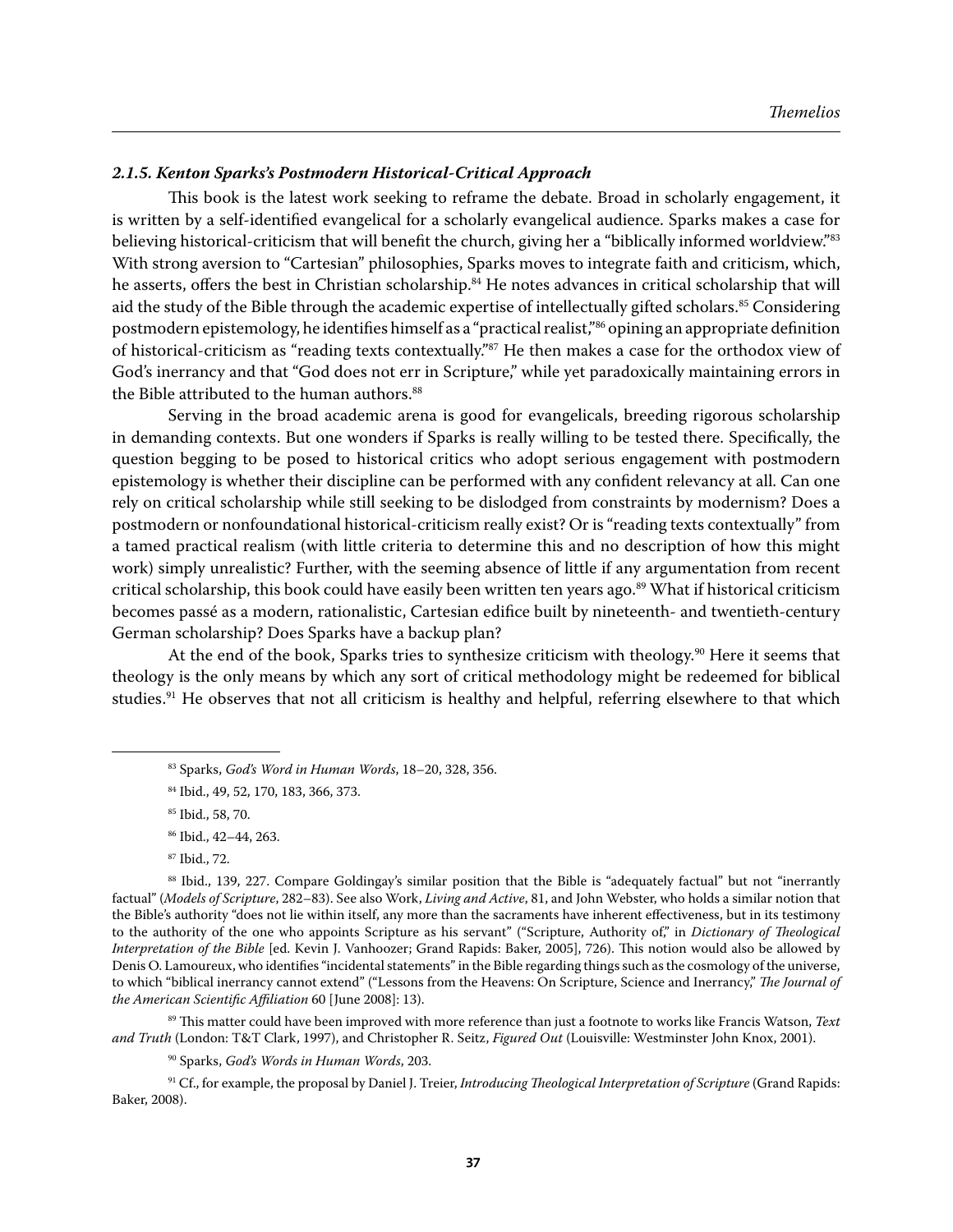### *2.1.5. Kenton Sparks's Postmodern Historical-Critical Approach*

This book is the latest work seeking to reframe the debate. Broad in scholarly engagement, it is written by a self-identified evangelical for a scholarly evangelical audience. Sparks makes a case for believing historical-criticism that will benefit the church, giving her a "biblically informed worldview."[83] With strong aversion to "Cartesian" philosophies, Sparks moves to integrate faith and criticism, which, he asserts, offers the best in Christian scholarship.[84] He notes advances in critical scholarship that will aid the study of the Bible through the academic expertise of intellectually gifted scholars.[85] Considering postmodern epistemology, he identifies himself as a "practical realist,"[86] opining an appropriate definition of historical-criticism as "reading texts contextually."[87] He then makes a case for the orthodox view of God's inerrancy and that "God does not err in Scripture," while yet paradoxically maintaining errors in the Bible attributed to the human authors.[88]

Serving in the broad academic arena is good for evangelicals, breeding rigorous scholarship in demanding contexts. But one wonders if Sparks is really willing to be tested there. Specifically, the question begging to be posed to historical critics who adopt serious engagement with postmodern epistemology is whether their discipline can be performed with any confident relevancy at all. Can one rely on critical scholarship while still seeking to be dislodged from constraints by modernism? Does a postmodern or nonfoundational historical-criticism really exist? Or is "reading texts contextually" from a tamed practical realism (with little criteria to determine this and no description of how this might work) simply unrealistic? Further, with the seeming absence of little if any argumentation from recent critical scholarship, this book could have easily been written ten years ago.[89] What if historical criticism becomes passé as a modern, rationalistic, Cartesian edifice built by nineteenth- and twentieth-century German scholarship? Does Sparks have a backup plan?

At the end of the book, Sparks tries to synthesize criticism with theology.[90] Here it seems that theology is the only means by which any sort of critical methodology might be redeemed for biblical studies.[91] He observes that not all criticism is healthy and helpful, referring elsewhere to that which

---

[83] Sparks, *God's Word in Human Words*, 18–20, 328, 356.

[84] Ibid., 49, 52, 170, 183, 366, 373.

[85] Ibid., 58, 70.

[86] Ibid., 42–44, 263.

[87] Ibid., 72.

[88] Ibid., 139, 227. Compare Goldingay's similar position that the Bible is "adequately factual" but not "inerrantly factual" (*Models of Scripture*, 282–83). See also Work, *Living and Active*, 81, and John Webster, who holds a similar notion that the Bible's authority "does not lie within itself, any more than the sacraments have inherent effectiveness, but in its testimony to the authority of the one who appoints Scripture as his servant" ("Scripture, Authority of," in *Dictionary of Theological Interpretation of the Bible* [ed. Kevin J. Vanhoozer; Grand Rapids: Baker, 2005], 726). This notion would also be allowed by Denis O. Lamoureux, who identifies "incidental statements" in the Bible regarding things such as the cosmology of the universe, to which "biblical inerrancy cannot extend" ("Lessons from the Heavens: On Scripture, Science and Inerrancy," *The Journal of the American Scientific Affiliation* 60 [June 2008]: 13).

[89] This matter could have been improved with more reference than just a footnote to works like Francis Watson, *Text and Truth* (London: T&T Clark, 1997), and Christopher R. Seitz, *Figured Out* (Louisville: Westminster John Knox, 2001).

[90] Sparks, *God's Words in Human Words*, 203.

[91] Cf., for example, the proposal by Daniel J. Treier, *Introducing Theological Interpretation of Scripture* (Grand Rapids: Baker, 2008).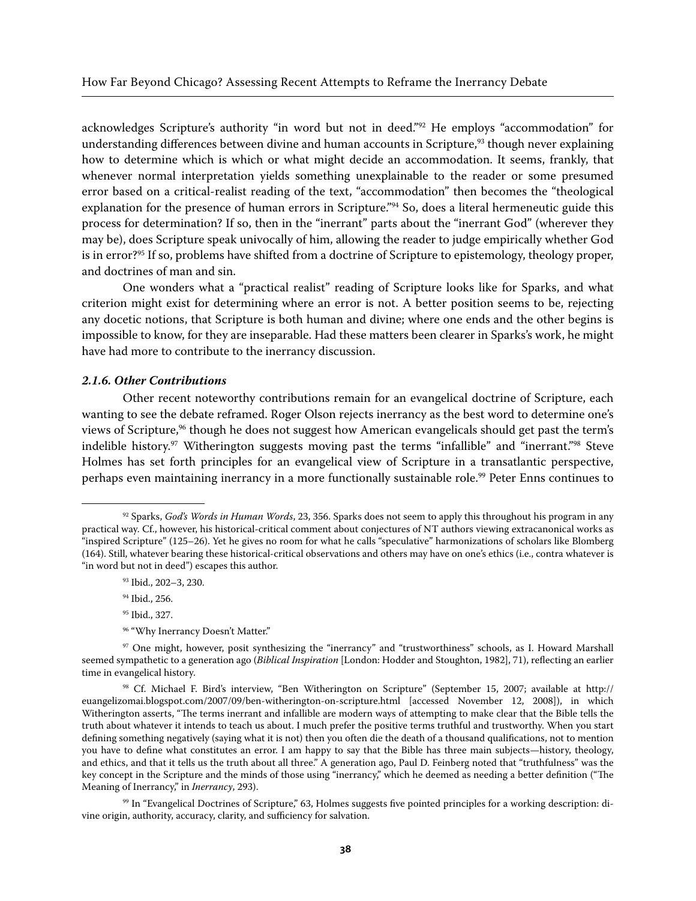acknowledges Scripture's authority "in word but not in deed."[92] He employs "accommodation" for understanding differences between divine and human accounts in Scripture,[93] though never explaining how to determine which is which or what might decide an accommodation. It seems, frankly, that whenever normal interpretation yields something unexplainable to the reader or some presumed error based on a critical-realist reading of the text, "accommodation" then becomes the "theological explanation for the presence of human errors in Scripture."[94] So, does a literal hermeneutic guide this process for determination? If so, then in the "inerrant" parts about the "inerrant God" (wherever they may be), does Scripture speak univocally of him, allowing the reader to judge empirically whether God is in error?[95] If so, problems have shifted from a doctrine of Scripture to epistemology, theology proper, and doctrines of man and sin.

One wonders what a "practical realist" reading of Scripture looks like for Sparks, and what criterion might exist for determining where an error is not. A better position seems to be, rejecting any docetic notions, that Scripture is both human and divine; where one ends and the other begins is impossible to know, for they are inseparable. Had these matters been clearer in Sparks's work, he might have had more to contribute to the inerrancy discussion.

#### *2.1.6. Other Contributions*

Other recent noteworthy contributions remain for an evangelical doctrine of Scripture, each wanting to see the debate reframed. Roger Olson rejects inerrancy as the best word to determine one's views of Scripture,[96] though he does not suggest how American evangelicals should get past the term's indelible history.[97] Witherington suggests moving past the terms "infallible" and "inerrant."[98] Steve Holmes has set forth principles for an evangelical view of Scripture in a transatlantic perspective, perhaps even maintaining inerrancy in a more functionally sustainable role.[99] Peter Enns continues to

---

[92] Sparks, *God's Words in Human Words*, 23, 356. Sparks does not seem to apply this throughout his program in any practical way. Cf., however, his historical-critical comment about conjectures of NT authors viewing extracanonical works as "inspired Scripture" (125–26). Yet he gives no room for what he calls "speculative" harmonizations of scholars like Blomberg (164). Still, whatever bearing these historical-critical observations and others may have on one's ethics (i.e., contra whatever is "in word but not in deed") escapes this author.

[93] Ibid., 202–3, 230.

[94] Ibid., 256.

[95] Ibid., 327.

[96] "Why Inerrancy Doesn't Matter."

[97] One might, however, posit synthesizing the "inerrancy" and "trustworthiness" schools, as I. Howard Marshall seemed sympathetic to a generation ago (*Biblical Inspiration* [London: Hodder and Stoughton, 1982], 71), reflecting an earlier time in evangelical history.

[98] Cf. Michael F. Bird's interview, "Ben Witherington on Scripture" (September 15, 2007; available at http://euangelizomai.blogspot.com/2007/09/ben-witherington-on-scripture.html [accessed November 12, 2008]), in which Witherington asserts, "The terms inerrant and infallible are modern ways of attempting to make clear that the Bible tells the truth about whatever it intends to teach us about. I much prefer the positive terms truthful and trustworthy. When you start defining something negatively (saying what it is not) then you often die the death of a thousand qualifications, not to mention you have to define what constitutes an error. I am happy to say that the Bible has three main subjects—history, theology, and ethics, and that it tells us the truth about all three." A generation ago, Paul D. Feinberg noted that "truthfulness" was the key concept in the Scripture and the minds of those using "inerrancy," which he deemed as needing a better definition ("The Meaning of Inerrancy," in *Inerrancy*, 293).

[99] In "Evangelical Doctrines of Scripture," 63, Holmes suggests five pointed principles for a working description: divine origin, authority, accuracy, clarity, and sufficiency for salvation.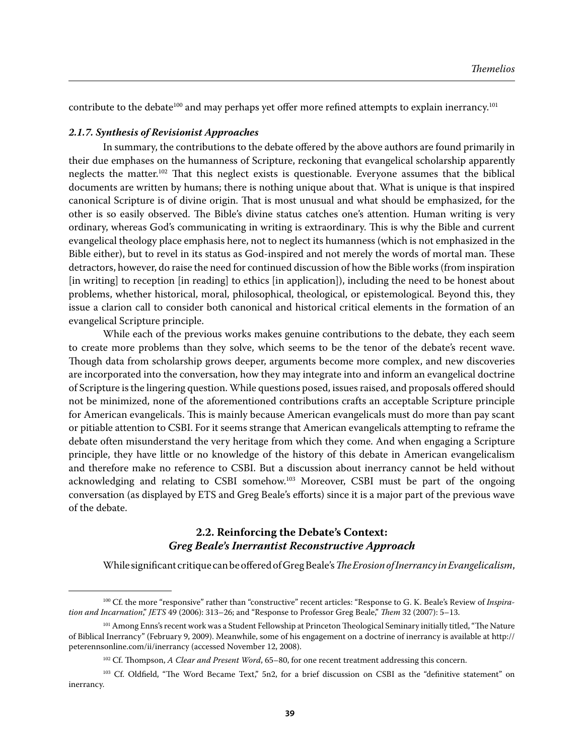contribute to the debate[100] and may perhaps yet offer more refined attempts to explain inerrancy.[101]

#### *2.1.7. Synthesis of Revisionist Approaches*

In summary, the contributions to the debate offered by the above authors are found primarily in their due emphases on the humanness of Scripture, reckoning that evangelical scholarship apparently neglects the matter.[102] That this neglect exists is questionable. Everyone assumes that the biblical documents are written by humans; there is nothing unique about that. What is unique is that inspired canonical Scripture is of divine origin. That is most unusual and what should be emphasized, for the other is so easily observed. The Bible's divine status catches one's attention. Human writing is very ordinary, whereas God's communicating in writing is extraordinary. This is why the Bible and current evangelical theology place emphasis here, not to neglect its humanness (which is not emphasized in the Bible either), but to revel in its status as God-inspired and not merely the words of mortal man. These detractors, however, do raise the need for continued discussion of how the Bible works (from inspiration [in writing] to reception [in reading] to ethics [in application]), including the need to be honest about problems, whether historical, moral, philosophical, theological, or epistemological. Beyond this, they issue a clarion call to consider both canonical and historical critical elements in the formation of an evangelical Scripture principle.

While each of the previous works makes genuine contributions to the debate, they each seem to create more problems than they solve, which seems to be the tenor of the debate's recent wave. Though data from scholarship grows deeper, arguments become more complex, and new discoveries are incorporated into the conversation, how they may integrate into and inform an evangelical doctrine of Scripture is the lingering question. While questions posed, issues raised, and proposals offered should not be minimized, none of the aforementioned contributions crafts an acceptable Scripture principle for American evangelicals. This is mainly because American evangelicals must do more than pay scant or pitiable attention to CSBI. For it seems strange that American evangelicals attempting to reframe the debate often misunderstand the very heritage from which they come. And when engaging a Scripture principle, they have little or no knowledge of the history of this debate in American evangelicalism and therefore make no reference to CSBI. But a discussion about inerrancy cannot be held without acknowledging and relating to CSBI somehow.[103] Moreover, CSBI must be part of the ongoing conversation (as displayed by ETS and Greg Beale's efforts) since it is a major part of the previous wave of the debate.

### 2.2. Reinforcing the Debate's Context: *Greg Beale's Inerrantist Reconstructive Approach*

While significant critique can be offered of Greg Beale's *The Erosion of Inerrancy in Evangelicalism*,

---

[100] Cf. the more "responsive" rather than "constructive" recent articles: "Response to G. K. Beale's Review of *Inspiration and Incarnation*," *JETS* 49 (2006): 313–26; and "Response to Professor Greg Beale," *Them* 32 (2007): 5–13.

[101] Among Enns's recent work was a Student Fellowship at Princeton Theological Seminary initially titled, "The Nature of Biblical Inerrancy" (February 9, 2009). Meanwhile, some of his engagement on a doctrine of inerrancy is available at http://peterennsonline.com/ii/inerrancy (accessed November 12, 2008).

[102] Cf. Thompson, *A Clear and Present Word*, 65–80, for one recent treatment addressing this concern.

[103] Cf. Oldfield, "The Word Became Text," 5n2, for a brief discussion on CSBI as the "definitive statement" on inerrancy.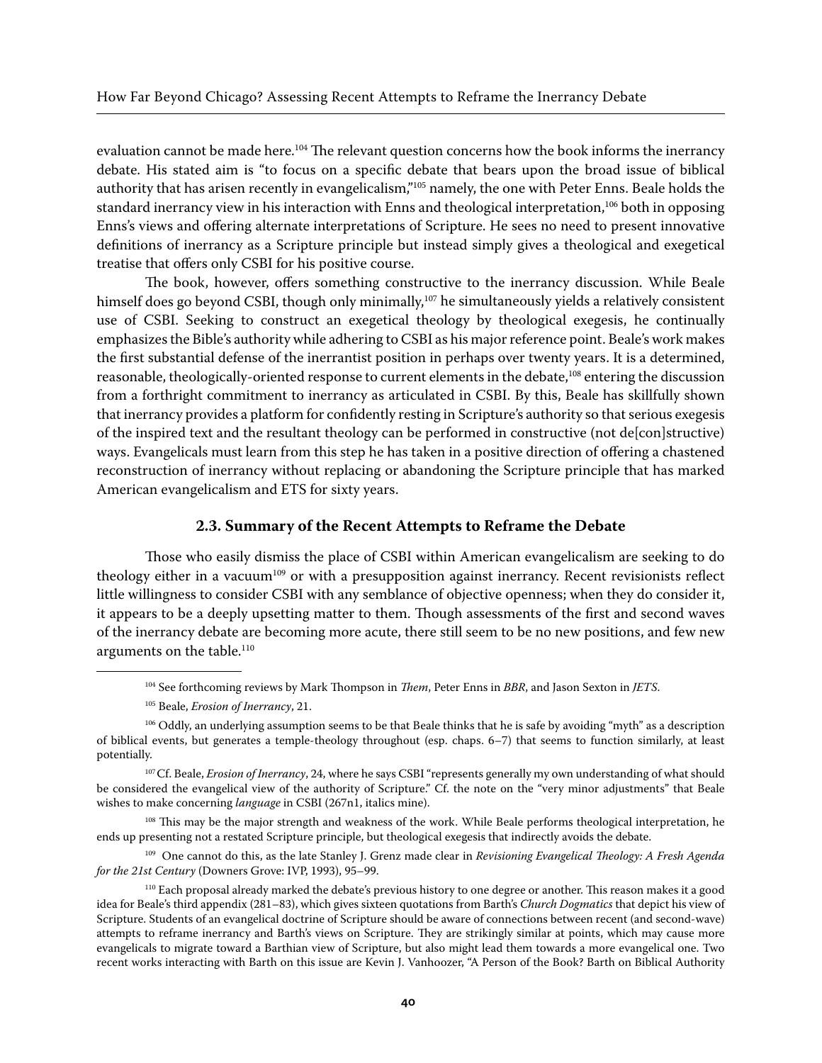evaluation cannot be made here.[104] The relevant question concerns how the book informs the inerrancy debate. His stated aim is "to focus on a specific debate that bears upon the broad issue of biblical authority that has arisen recently in evangelicalism,"[105] namely, the one with Peter Enns. Beale holds the standard inerrancy view in his interaction with Enns and theological interpretation,[106] both in opposing Enns's views and offering alternate interpretations of Scripture. He sees no need to present innovative definitions of inerrancy as a Scripture principle but instead simply gives a theological and exegetical treatise that offers only CSBI for his positive course.

The book, however, offers something constructive to the inerrancy discussion. While Beale himself does go beyond CSBI, though only minimally,[107] he simultaneously yields a relatively consistent use of CSBI. Seeking to construct an exegetical theology by theological exegesis, he continually emphasizes the Bible's authority while adhering to CSBI as his major reference point. Beale's work makes the first substantial defense of the inerrantist position in perhaps over twenty years. It is a determined, reasonable, theologically-oriented response to current elements in the debate,[108] entering the discussion from a forthright commitment to inerrancy as articulated in CSBI. By this, Beale has skillfully shown that inerrancy provides a platform for confidently resting in Scripture's authority so that serious exegesis of the inspired text and the resultant theology can be performed in constructive (not de[con]structive) ways. Evangelicals must learn from this step he has taken in a positive direction of offering a chastened reconstruction of inerrancy without replacing or abandoning the Scripture principle that has marked American evangelicalism and ETS for sixty years.

### 2.3. Summary of the Recent Attempts to Reframe the Debate

Those who easily dismiss the place of CSBI within American evangelicalism are seeking to do theology either in a vacuum[109] or with a presupposition against inerrancy. Recent revisionists reflect little willingness to consider CSBI with any semblance of objective openness; when they do consider it, it appears to be a deeply upsetting matter to them. Though assessments of the first and second waves of the inerrancy debate are becoming more acute, there still seem to be no new positions, and few new arguments on the table.[110]

---

[104] See forthcoming reviews by Mark Thompson in *Them*, Peter Enns in *BBR*, and Jason Sexton in *JETS*.

[105] Beale, *Erosion of Inerrancy*, 21.

[106] Oddly, an underlying assumption seems to be that Beale thinks that he is safe by avoiding "myth" as a description of biblical events, but generates a temple-theology throughout (esp. chaps. 6–7) that seems to function similarly, at least potentially.

[107] Cf. Beale, *Erosion of Inerrancy*, 24, where he says CSBI "represents generally my own understanding of what should be considered the evangelical view of the authority of Scripture." Cf. the note on the "very minor adjustments" that Beale wishes to make concerning *language* in CSBI (267n1, italics mine).

[108] This may be the major strength and weakness of the work. While Beale performs theological interpretation, he ends up presenting not a restated Scripture principle, but theological exegesis that indirectly avoids the debate.

[109] One cannot do this, as the late Stanley J. Grenz made clear in *Revisioning Evangelical Theology: A Fresh Agenda for the 21st Century* (Downers Grove: IVP, 1993), 95–99.

[110] Each proposal already marked the debate's previous history to one degree or another. This reason makes it a good idea for Beale's third appendix (281–83), which gives sixteen quotations from Barth's *Church Dogmatics* that depict his view of Scripture. Students of an evangelical doctrine of Scripture should be aware of connections between recent (and second-wave) attempts to reframe inerrancy and Barth's views on Scripture. They are strikingly similar at points, which may cause more evangelicals to migrate toward a Barthian view of Scripture, but also might lead them towards a more evangelical one. Two recent works interacting with Barth on this issue are Kevin J. Vanhoozer, "A Person of the Book? Barth on Biblical Authority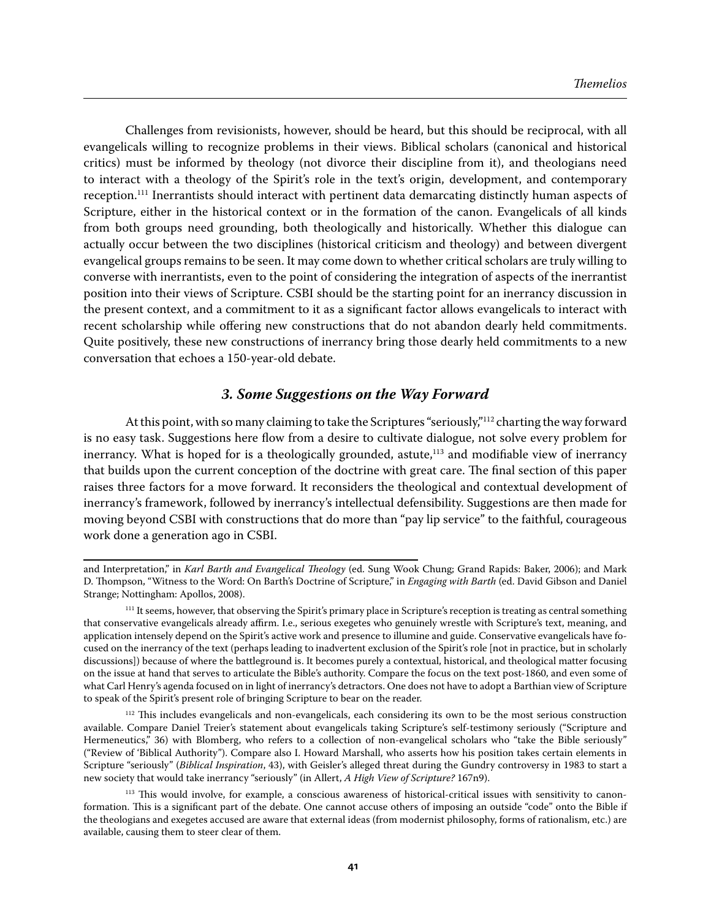Challenges from revisionists, however, should be heard, but this should be reciprocal, with all evangelicals willing to recognize problems in their views. Biblical scholars (canonical and historical critics) must be informed by theology (not divorce their discipline from it), and theologians need to interact with a theology of the Spirit's role in the text's origin, development, and contemporary reception.[111] Inerrantists should interact with pertinent data demarcating distinctly human aspects of Scripture, either in the historical context or in the formation of the canon. Evangelicals of all kinds from both groups need grounding, both theologically and historically. Whether this dialogue can actually occur between the two disciplines (historical criticism and theology) and between divergent evangelical groups remains to be seen. It may come down to whether critical scholars are truly willing to converse with inerrantists, even to the point of considering the integration of aspects of the inerrantist position into their views of Scripture. CSBI should be the starting point for an inerrancy discussion in the present context, and a commitment to it as a significant factor allows evangelicals to interact with recent scholarship while offering new constructions that do not abandon dearly held commitments. Quite positively, these new constructions of inerrancy bring those dearly held commitments to a new conversation that echoes a 150-year-old debate.

### *3. Some Suggestions on the Way Forward*

At this point, with so many claiming to take the Scriptures "seriously,"[112] charting the way forward is no easy task. Suggestions here flow from a desire to cultivate dialogue, not solve every problem for inerrancy. What is hoped for is a theologically grounded, astute,[113] and modifiable view of inerrancy that builds upon the current conception of the doctrine with great care. The final section of this paper raises three factors for a move forward. It reconsiders the theological and contextual development of inerrancy's framework, followed by inerrancy's intellectual defensibility. Suggestions are then made for moving beyond CSBI with constructions that do more than "pay lip service" to the faithful, courageous work done a generation ago in CSBI.

---

and Interpretation," in *Karl Barth and Evangelical Theology* (ed. Sung Wook Chung; Grand Rapids: Baker, 2006); and Mark D. Thompson, "Witness to the Word: On Barth's Doctrine of Scripture," in *Engaging with Barth* (ed. David Gibson and Daniel Strange; Nottingham: Apollos, 2008).

[111] It seems, however, that observing the Spirit's primary place in Scripture's reception is treating as central something that conservative evangelicals already affirm. I.e., serious exegetes who genuinely wrestle with Scripture's text, meaning, and application intensely depend on the Spirit's active work and presence to illumine and guide. Conservative evangelicals have focused on the inerrancy of the text (perhaps leading to inadvertent exclusion of the Spirit's role [not in practice, but in scholarly discussions]) because of where the battleground is. It becomes purely a contextual, historical, and theological matter focusing on the issue at hand that serves to articulate the Bible's authority. Compare the focus on the text post-1860, and even some of what Carl Henry's agenda focused on in light of inerrancy's detractors. One does not have to adopt a Barthian view of Scripture to speak of the Spirit's present role of bringing Scripture to bear on the reader.

[112] This includes evangelicals and non-evangelicals, each considering its own to be the most serious construction available. Compare Daniel Treier's statement about evangelicals taking Scripture's self-testimony seriously ("Scripture and Hermeneutics," 36) with Blomberg, who refers to a collection of non-evangelical scholars who "take the Bible seriously" ("Review of 'Biblical Authority"). Compare also I. Howard Marshall, who asserts how his position takes certain elements in Scripture "seriously" (*Biblical Inspiration*, 43), with Geisler's alleged threat during the Gundry controversy in 1983 to start a new society that would take inerrancy "seriously" (in Allert, *A High View of Scripture?* 167n9).

[113] This would involve, for example, a conscious awareness of historical-critical issues with sensitivity to canon-formation. This is a significant part of the debate. One cannot accuse others of imposing an outside "code" onto the Bible if the theologians and exegetes accused are aware that external ideas (from modernist philosophy, forms of rationalism, etc.) are available, causing them to steer clear of them.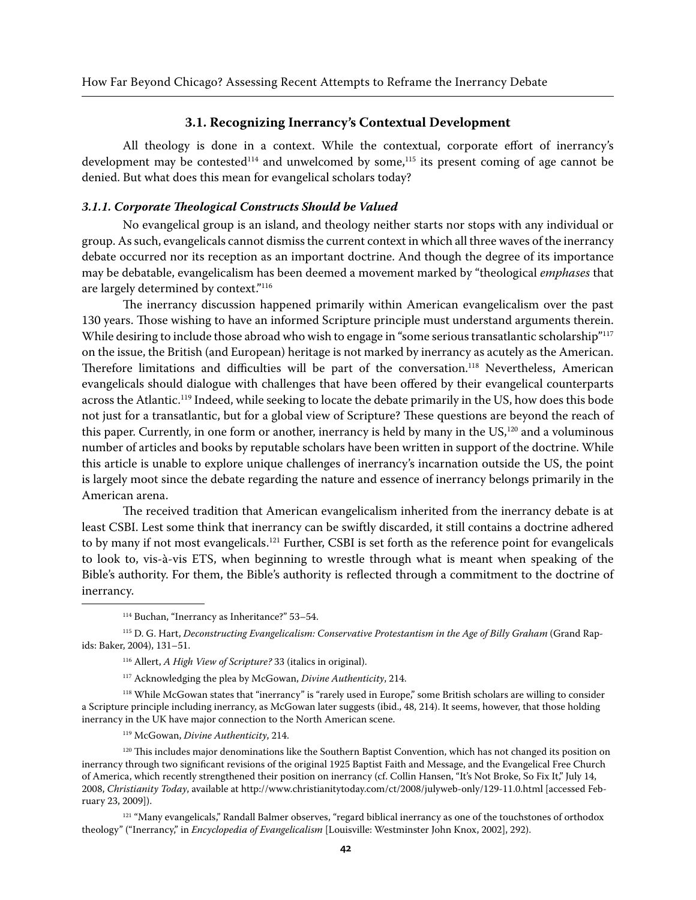### 3.1. Recognizing Inerrancy's Contextual Development

All theology is done in a context. While the contextual, corporate effort of inerrancy's development may be contested[114] and unwelcomed by some,[115] its present coming of age cannot be denied. But what does this mean for evangelical scholars today?

#### *3.1.1. Corporate Theological Constructs Should be Valued*

No evangelical group is an island, and theology neither starts nor stops with any individual or group. As such, evangelicals cannot dismiss the current context in which all three waves of the inerrancy debate occurred nor its reception as an important doctrine. And though the degree of its importance may be debatable, evangelicalism has been deemed a movement marked by "theological *emphases* that are largely determined by context."[116]

The inerrancy discussion happened primarily within American evangelicalism over the past 130 years. Those wishing to have an informed Scripture principle must understand arguments therein. While desiring to include those abroad who wish to engage in "some serious transatlantic scholarship"[117] on the issue, the British (and European) heritage is not marked by inerrancy as acutely as the American. Therefore limitations and difficulties will be part of the conversation.[118] Nevertheless, American evangelicals should dialogue with challenges that have been offered by their evangelical counterparts across the Atlantic.[119] Indeed, while seeking to locate the debate primarily in the US, how does this bode not just for a transatlantic, but for a global view of Scripture? These questions are beyond the reach of this paper. Currently, in one form or another, inerrancy is held by many in the US,[120] and a voluminous number of articles and books by reputable scholars have been written in support of the doctrine. While this article is unable to explore unique challenges of inerrancy's incarnation outside the US, the point is largely moot since the debate regarding the nature and essence of inerrancy belongs primarily in the American arena.

The received tradition that American evangelicalism inherited from the inerrancy debate is at least CSBI. Lest some think that inerrancy can be swiftly discarded, it still contains a doctrine adhered to by many if not most evangelicals.[121] Further, CSBI is set forth as the reference point for evangelicals to look to, vis-à-vis ETS, when beginning to wrestle through what is meant when speaking of the Bible's authority. For them, the Bible's authority is reflected through a commitment to the doctrine of inerrancy.

---

[114] Buchan, "Inerrancy as Inheritance?" 53–54.

[115] D. G. Hart, *Deconstructing Evangelicalism: Conservative Protestantism in the Age of Billy Graham* (Grand Rapids: Baker, 2004), 131–51.

[116] Allert, *A High View of Scripture?* 33 (italics in original).

[117] Acknowledging the plea by McGowan, *Divine Authenticity*, 214.

[118] While McGowan states that "inerrancy" is "rarely used in Europe," some British scholars are willing to consider a Scripture principle including inerrancy, as McGowan later suggests (ibid., 48, 214). It seems, however, that those holding inerrancy in the UK have major connection to the North American scene.

[119] McGowan, *Divine Authenticity*, 214.

[120] This includes major denominations like the Southern Baptist Convention, which has not changed its position on inerrancy through two significant revisions of the original 1925 Baptist Faith and Message, and the Evangelical Free Church of America, which recently strengthened their position on inerrancy (cf. Collin Hansen, "It's Not Broke, So Fix It," July 14, 2008, *Christianity Today*, available at http://www.christianitytoday.com/ct/2008/julyweb-only/129-11.0.html [accessed February 23, 2009]).

[121] "Many evangelicals," Randall Balmer observes, "regard biblical inerrancy as one of the touchstones of orthodox theology" ("Inerrancy," in *Encyclopedia of Evangelicalism* [Louisville: Westminster John Knox, 2002], 292).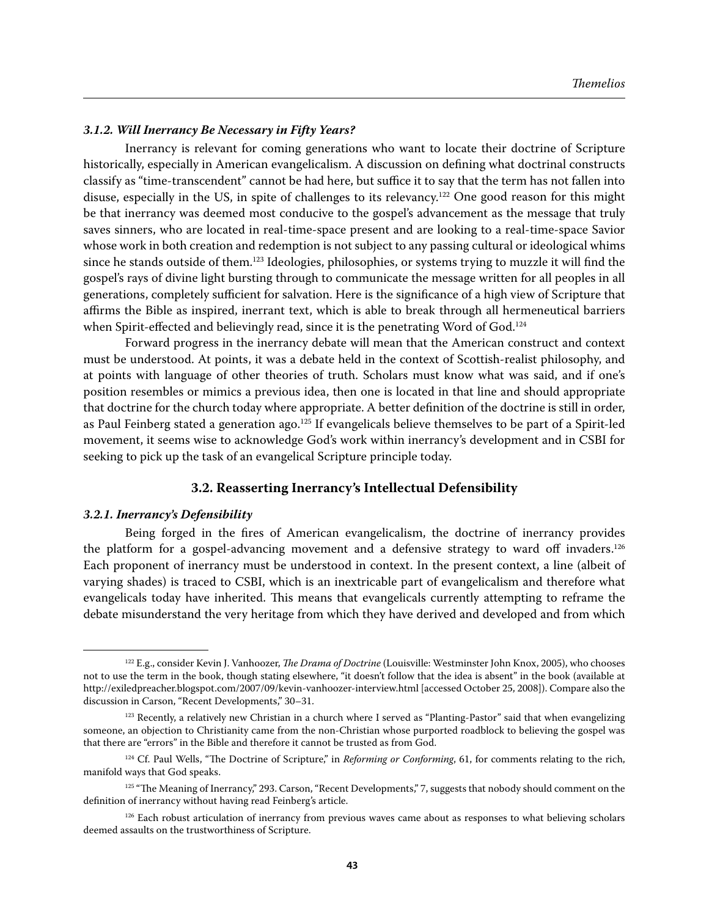### *3.1.2. Will Inerrancy Be Necessary in Fifty Years?*

Inerrancy is relevant for coming generations who want to locate their doctrine of Scripture historically, especially in American evangelicalism. A discussion on defining what doctrinal constructs classify as "time-transcendent" cannot be had here, but suffice it to say that the term has not fallen into disuse, especially in the US, in spite of challenges to its relevancy.[122] One good reason for this might be that inerrancy was deemed most conducive to the gospel's advancement as the message that truly saves sinners, who are located in real-time-space present and are looking to a real-time-space Savior whose work in both creation and redemption is not subject to any passing cultural or ideological whims since he stands outside of them.[123] Ideologies, philosophies, or systems trying to muzzle it will find the gospel's rays of divine light bursting through to communicate the message written for all peoples in all generations, completely sufficient for salvation. Here is the significance of a high view of Scripture that affirms the Bible as inspired, inerrant text, which is able to break through all hermeneutical barriers when Spirit-effected and believingly read, since it is the penetrating Word of God.[124]

Forward progress in the inerrancy debate will mean that the American construct and context must be understood. At points, it was a debate held in the context of Scottish-realist philosophy, and at points with language of other theories of truth. Scholars must know what was said, and if one's position resembles or mimics a previous idea, then one is located in that line and should appropriate that doctrine for the church today where appropriate. A better definition of the doctrine is still in order, as Paul Feinberg stated a generation ago.[125] If evangelicals believe themselves to be part of a Spirit-led movement, it seems wise to acknowledge God's work within inerrancy's development and in CSBI for seeking to pick up the task of an evangelical Scripture principle today.

## 3.2. Reasserting Inerrancy's Intellectual Defensibility

### *3.2.1. Inerrancy's Defensibility*

Being forged in the fires of American evangelicalism, the doctrine of inerrancy provides the platform for a gospel-advancing movement and a defensive strategy to ward off invaders.[126] Each proponent of inerrancy must be understood in context. In the present context, a line (albeit of varying shades) is traced to CSBI, which is an inextricable part of evangelicalism and therefore what evangelicals today have inherited. This means that evangelicals currently attempting to reframe the debate misunderstand the very heritage from which they have derived and developed and from which

---

[122] E.g., consider Kevin J. Vanhoozer, *The Drama of Doctrine* (Louisville: Westminster John Knox, 2005), who chooses not to use the term in the book, though stating elsewhere, "it doesn't follow that the idea is absent" in the book (available at http://exiledpreacher.blogspot.com/2007/09/kevin-vanhoozer-interview.html [accessed October 25, 2008]). Compare also the discussion in Carson, "Recent Developments," 30–31.

[123] Recently, a relatively new Christian in a church where I served as "Planting-Pastor" said that when evangelizing someone, an objection to Christianity came from the non-Christian whose purported roadblock to believing the gospel was that there are "errors" in the Bible and therefore it cannot be trusted as from God.

[124] Cf. Paul Wells, "The Doctrine of Scripture," in *Reforming or Conforming*, 61, for comments relating to the rich, manifold ways that God speaks.

[125] "The Meaning of Inerrancy," 293. Carson, "Recent Developments," 7, suggests that nobody should comment on the definition of inerrancy without having read Feinberg's article.

[126] Each robust articulation of inerrancy from previous waves came about as responses to what believing scholars deemed assaults on the trustworthiness of Scripture.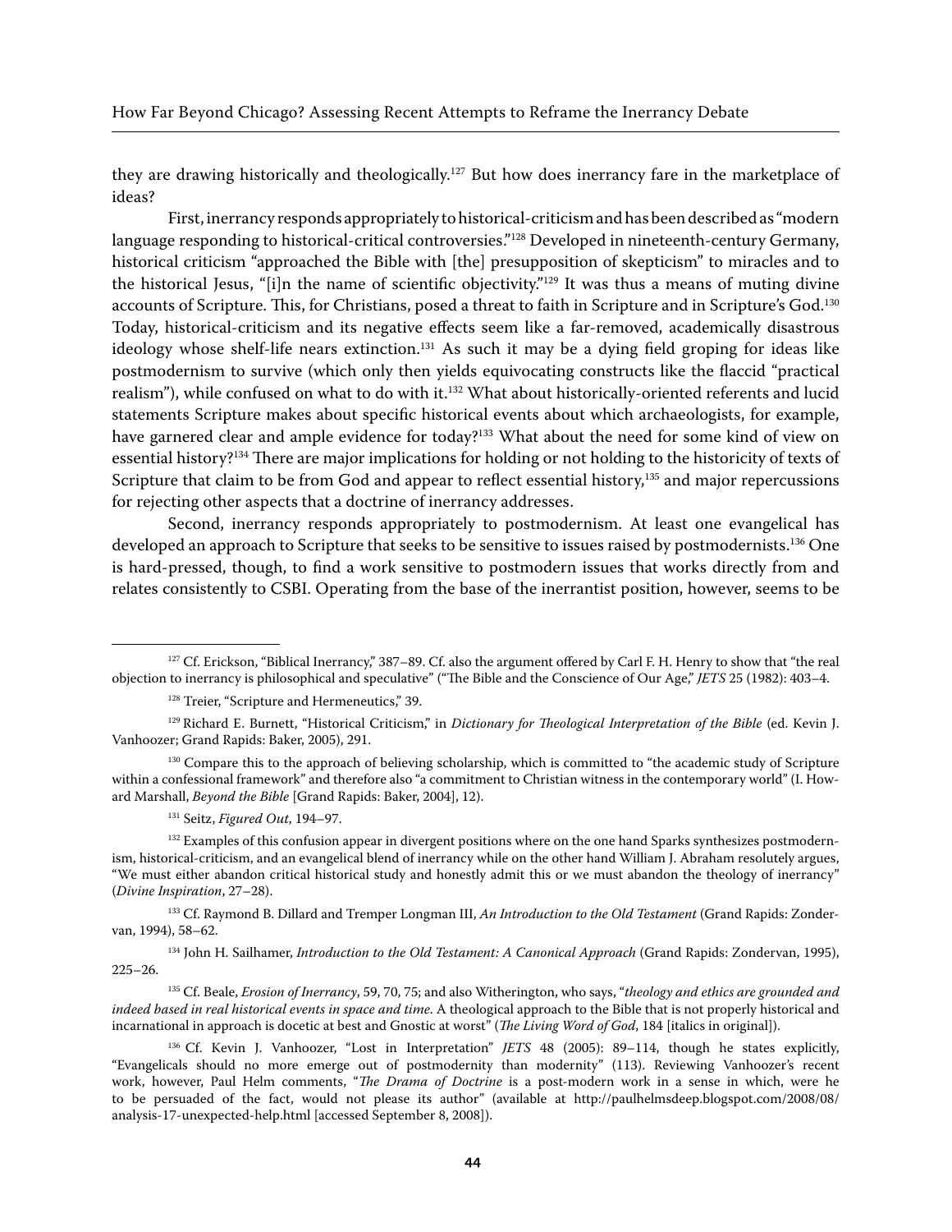they are drawing historically and theologically.[127] But how does inerrancy fare in the marketplace of ideas?

First, inerrancy responds appropriately to historical-criticism and has been described as "modern language responding to historical-critical controversies."[128] Developed in nineteenth-century Germany, historical criticism "approached the Bible with [the] presupposition of skepticism" to miracles and to the historical Jesus, "[i]n the name of scientific objectivity."[129] It was thus a means of muting divine accounts of Scripture. This, for Christians, posed a threat to faith in Scripture and in Scripture's God.[130] Today, historical-criticism and its negative effects seem like a far-removed, academically disastrous ideology whose shelf-life nears extinction.[131] As such it may be a dying field groping for ideas like postmodernism to survive (which only then yields equivocating constructs like the flaccid "practical realism"), while confused on what to do with it.[132] What about historically-oriented referents and lucid statements Scripture makes about specific historical events about which archaeologists, for example, have garnered clear and ample evidence for today?[133] What about the need for some kind of view on essential history?[134] There are major implications for holding or not holding to the historicity of texts of Scripture that claim to be from God and appear to reflect essential history,[135] and major repercussions for rejecting other aspects that a doctrine of inerrancy addresses.

Second, inerrancy responds appropriately to postmodernism. At least one evangelical has developed an approach to Scripture that seeks to be sensitive to issues raised by postmodernists.[136] One is hard-pressed, though, to find a work sensitive to postmodern issues that works directly from and relates consistently to CSBI. Operating from the base of the inerrantist position, however, seems to be

---

[127] Cf. Erickson, "Biblical Inerrancy," 387–89. Cf. also the argument offered by Carl F. H. Henry to show that "the real objection to inerrancy is philosophical and speculative" ("The Bible and the Conscience of Our Age," *JETS* 25 (1982): 403–4.

[128] Treier, "Scripture and Hermeneutics," 39.

[129] Richard E. Burnett, "Historical Criticism," in *Dictionary for Theological Interpretation of the Bible* (ed. Kevin J. Vanhoozer; Grand Rapids: Baker, 2005), 291.

[130] Compare this to the approach of believing scholarship, which is committed to "the academic study of Scripture within a confessional framework" and therefore also "a commitment to Christian witness in the contemporary world" (I. Howard Marshall, *Beyond the Bible* [Grand Rapids: Baker, 2004], 12).

[131] Seitz, *Figured Out*, 194–97.

[132] Examples of this confusion appear in divergent positions where on the one hand Sparks synthesizes postmodernism, historical-criticism, and an evangelical blend of inerrancy while on the other hand William J. Abraham resolutely argues, "We must either abandon critical historical study and honestly admit this or we must abandon the theology of inerrancy" (*Divine Inspiration*, 27–28).

[133] Cf. Raymond B. Dillard and Tremper Longman III, *An Introduction to the Old Testament* (Grand Rapids: Zondervan, 1994), 58–62.

[134] John H. Sailhamer, *Introduction to the Old Testament: A Canonical Approach* (Grand Rapids: Zondervan, 1995), 225–26.

[135] Cf. Beale, *Erosion of Inerrancy*, 59, 70, 75; and also Witherington, who says, "*theology and ethics are grounded and indeed based in real historical events in space and time.* A theological approach to the Bible that is not properly historical and incarnational in approach is docetic at best and Gnostic at worst" (*The Living Word of God*, 184 [italics in original]).

[136] Cf. Kevin J. Vanhoozer, "Lost in Interpretation" *JETS* 48 (2005): 89–114, though he states explicitly, "Evangelicals should no more emerge out of postmodernity than modernity" (113). Reviewing Vanhoozer's recent work, however, Paul Helm comments, "*The Drama of Doctrine* is a post-modern work in a sense in which, were he to be persuaded of the fact, would not please its author" (available at http://paulhelmsdeep.blogspot.com/2008/08/analysis-17-unexpected-help.html [accessed September 8, 2008]).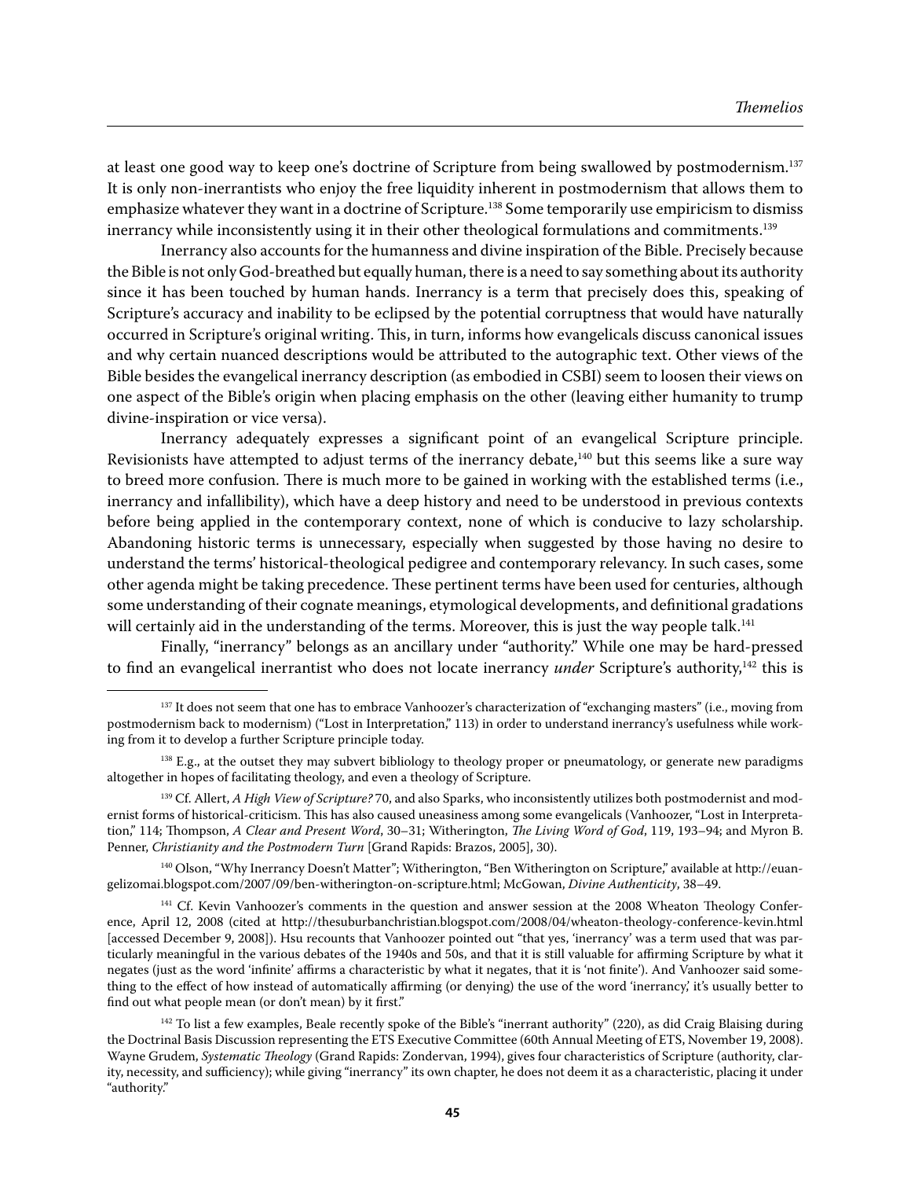at least one good way to keep one's doctrine of Scripture from being swallowed by postmodernism.[137] It is only non-inerrantists who enjoy the free liquidity inherent in postmodernism that allows them to emphasize whatever they want in a doctrine of Scripture.[138] Some temporarily use empiricism to dismiss inerrancy while inconsistently using it in their other theological formulations and commitments.[139]

Inerrancy also accounts for the humanness and divine inspiration of the Bible. Precisely because the Bible is not only God-breathed but equally human, there is a need to say something about its authority since it has been touched by human hands. Inerrancy is a term that precisely does this, speaking of Scripture's accuracy and inability to be eclipsed by the potential corruptness that would have naturally occurred in Scripture's original writing. This, in turn, informs how evangelicals discuss canonical issues and why certain nuanced descriptions would be attributed to the autographic text. Other views of the Bible besides the evangelical inerrancy description (as embodied in CSBI) seem to loosen their views on one aspect of the Bible's origin when placing emphasis on the other (leaving either humanity to trump divine-inspiration or vice versa).

Inerrancy adequately expresses a significant point of an evangelical Scripture principle. Revisionists have attempted to adjust terms of the inerrancy debate,[140] but this seems like a sure way to breed more confusion. There is much more to be gained in working with the established terms (i.e., inerrancy and infallibility), which have a deep history and need to be understood in previous contexts before being applied in the contemporary context, none of which is conducive to lazy scholarship. Abandoning historic terms is unnecessary, especially when suggested by those having no desire to understand the terms' historical-theological pedigree and contemporary relevancy. In such cases, some other agenda might be taking precedence. These pertinent terms have been used for centuries, although some understanding of their cognate meanings, etymological developments, and definitional gradations will certainly aid in the understanding of the terms. Moreover, this is just the way people talk.[141]

Finally, "inerrancy" belongs as an ancillary under "authority." While one may be hard-pressed to find an evangelical inerrantist who does not locate inerrancy *under* Scripture's authority,[142] this is

---

[137] It does not seem that one has to embrace Vanhoozer's characterization of "exchanging masters" (i.e., moving from postmodernism back to modernism) ("Lost in Interpretation," 113) in order to understand inerrancy's usefulness while working from it to develop a further Scripture principle today.

[138] E.g., at the outset they may subvert bibliology to theology proper or pneumatology, or generate new paradigms altogether in hopes of facilitating theology, and even a theology of Scripture.

[139] Cf. Allert, *A High View of Scripture?* 70, and also Sparks, who inconsistently utilizes both postmodernist and modernist forms of historical-criticism. This has also caused uneasiness among some evangelicals (Vanhoozer, "Lost in Interpretation," 114; Thompson, *A Clear and Present Word*, 30–31; Witherington, *The Living Word of God*, 119, 193–94; and Myron B. Penner, *Christianity and the Postmodern Turn* [Grand Rapids: Brazos, 2005], 30).

[140] Olson, "Why Inerrancy Doesn't Matter"; Witherington, "Ben Witherington on Scripture," available at http://euangelizomai.blogspot.com/2007/09/ben-witherington-on-scripture.html; McGowan, *Divine Authenticity*, 38–49.

[141] Cf. Kevin Vanhoozer's comments in the question and answer session at the 2008 Wheaton Theology Conference, April 12, 2008 (cited at http://thesuburbanchristian.blogspot.com/2008/04/wheaton-theology-conference-kevin.html [accessed December 9, 2008]). Hsu recounts that Vanhoozer pointed out "that yes, 'inerrancy' was a term used that was particularly meaningful in the various debates of the 1940s and 50s, and that it is still valuable for affirming Scripture by what it negates (just as the word 'infinite' affirms a characteristic by what it negates, that it is 'not finite'). And Vanhoozer said something to the effect of how instead of automatically affirming (or denying) the use of the word 'inerrancy,' it's usually better to find out what people mean (or don't mean) by it first."

[142] To list a few examples, Beale recently spoke of the Bible's "inerrant authority" (220), as did Craig Blaising during the Doctrinal Basis Discussion representing the ETS Executive Committee (60th Annual Meeting of ETS, November 19, 2008). Wayne Grudem, *Systematic Theology* (Grand Rapids: Zondervan, 1994), gives four characteristics of Scripture (authority, clarity, necessity, and sufficiency); while giving "inerrancy" its own chapter, he does not deem it as a characteristic, placing it under "authority."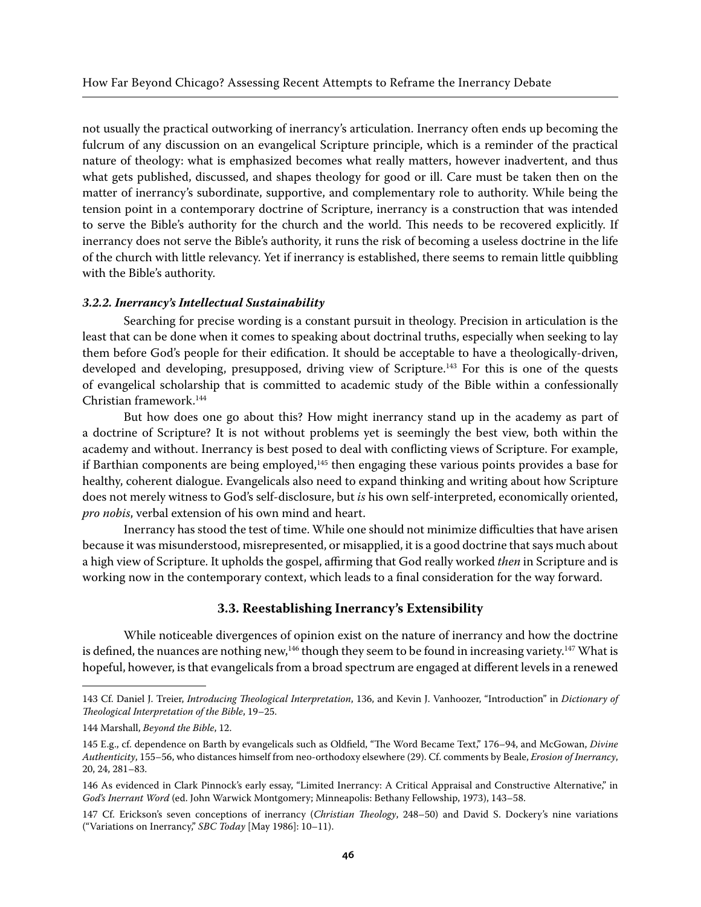not usually the practical outworking of inerrancy's articulation. Inerrancy often ends up becoming the fulcrum of any discussion on an evangelical Scripture principle, which is a reminder of the practical nature of theology: what is emphasized becomes what really matters, however inadvertent, and thus what gets published, discussed, and shapes theology for good or ill. Care must be taken then on the matter of inerrancy's subordinate, supportive, and complementary role to authority. While being the tension point in a contemporary doctrine of Scripture, inerrancy is a construction that was intended to serve the Bible's authority for the church and the world. This needs to be recovered explicitly. If inerrancy does not serve the Bible's authority, it runs the risk of becoming a useless doctrine in the life of the church with little relevancy. Yet if inerrancy is established, there seems to remain little quibbling with the Bible's authority.

#### *3.2.2. Inerrancy's Intellectual Sustainability*

Searching for precise wording is a constant pursuit in theology. Precision in articulation is the least that can be done when it comes to speaking about doctrinal truths, especially when seeking to lay them before God's people for their edification. It should be acceptable to have a theologically-driven, developed and developing, presupposed, driving view of Scripture.[143] For this is one of the quests of evangelical scholarship that is committed to academic study of the Bible within a confessionally Christian framework.[144]

But how does one go about this? How might inerrancy stand up in the academy as part of a doctrine of Scripture? It is not without problems yet is seemingly the best view, both within the academy and without. Inerrancy is best posed to deal with conflicting views of Scripture. For example, if Barthian components are being employed,[145] then engaging these various points provides a base for healthy, coherent dialogue. Evangelicals also need to expand thinking and writing about how Scripture does not merely witness to God's self-disclosure, but *is* his own self-interpreted, economically oriented, *pro nobis*, verbal extension of his own mind and heart.

Inerrancy has stood the test of time. While one should not minimize difficulties that have arisen because it was misunderstood, misrepresented, or misapplied, it is a good doctrine that says much about a high view of Scripture. It upholds the gospel, affirming that God really worked *then* in Scripture and is working now in the contemporary context, which leads to a final consideration for the way forward.

### 3.3. Reestablishing Inerrancy's Extensibility

While noticeable divergences of opinion exist on the nature of inerrancy and how the doctrine is defined, the nuances are nothing new,[146] though they seem to be found in increasing variety.[147] What is hopeful, however, is that evangelicals from a broad spectrum are engaged at different levels in a renewed

---

143 Cf. Daniel J. Treier, *Introducing Theological Interpretation*, 136, and Kevin J. Vanhoozer, "Introduction" in *Dictionary of Theological Interpretation of the Bible*, 19–25.

144 Marshall, *Beyond the Bible*, 12.

145 E.g., cf. dependence on Barth by evangelicals such as Oldfield, "The Word Became Text," 176–94, and McGowan, *Divine Authenticity*, 155–56, who distances himself from neo-orthodoxy elsewhere (29). Cf. comments by Beale, *Erosion of Inerrancy*, 20, 24, 281–83.

146 As evidenced in Clark Pinnock's early essay, "Limited Inerrancy: A Critical Appraisal and Constructive Alternative," in *God's Inerrant Word* (ed. John Warwick Montgomery; Minneapolis: Bethany Fellowship, 1973), 143–58.

147 Cf. Erickson's seven conceptions of inerrancy (*Christian Theology*, 248–50) and David S. Dockery's nine variations ("Variations on Inerrancy," *SBC Today* [May 1986]: 10–11).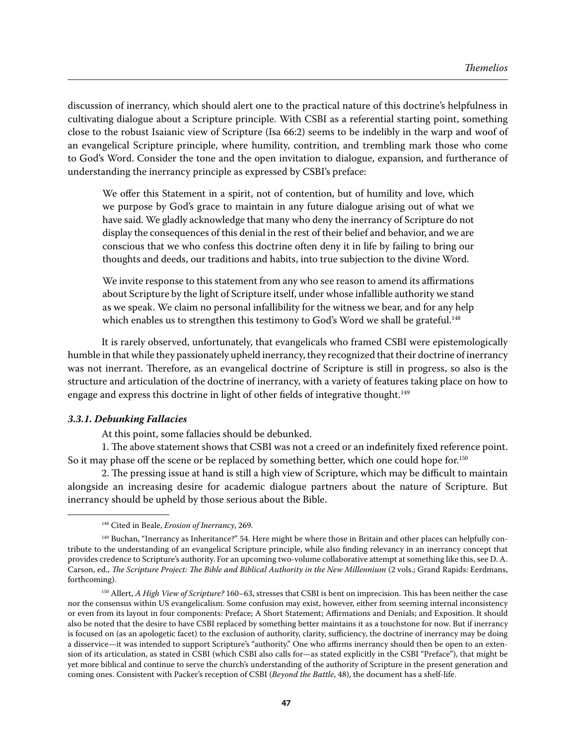discussion of inerrancy, which should alert one to the practical nature of this doctrine's helpfulness in cultivating dialogue about a Scripture principle. With CSBI as a referential starting point, something close to the robust Isaianic view of Scripture (Isa 66:2) seems to be indelibly in the warp and woof of an evangelical Scripture principle, where humility, contrition, and trembling mark those who come to God's Word. Consider the tone and the open invitation to dialogue, expansion, and furtherance of understanding the inerrancy principle as expressed by CSBI's preface:

> We offer this Statement in a spirit, not of contention, but of humility and love, which we purpose by God's grace to maintain in any future dialogue arising out of what we have said. We gladly acknowledge that many who deny the inerrancy of Scripture do not display the consequences of this denial in the rest of their belief and behavior, and we are conscious that we who confess this doctrine often deny it in life by failing to bring our thoughts and deeds, our traditions and habits, into true subjection to the divine Word.
>
> We invite response to this statement from any who see reason to amend its affirmations about Scripture by the light of Scripture itself, under whose infallible authority we stand as we speak. We claim no personal infallibility for the witness we bear, and for any help which enables us to strengthen this testimony to God's Word we shall be grateful.[148]

It is rarely observed, unfortunately, that evangelicals who framed CSBI were epistemologically humble in that while they passionately upheld inerrancy, they recognized that their doctrine of inerrancy was not inerrant. Therefore, as an evangelical doctrine of Scripture is still in progress, so also is the structure and articulation of the doctrine of inerrancy, with a variety of features taking place on how to engage and express this doctrine in light of other fields of integrative thought.[149]

### *3.3.1. Debunking Fallacies*

At this point, some fallacies should be debunked.

1. The above statement shows that CSBI was not a creed or an indefinitely fixed reference point. So it may phase off the scene or be replaced by something better, which one could hope for.[150]

2. The pressing issue at hand is still a high view of Scripture, which may be difficult to maintain alongside an increasing desire for academic dialogue partners about the nature of Scripture. But inerrancy should be upheld by those serious about the Bible.

---

[148] Cited in Beale, *Erosion of Inerrancy*, 269.

[149] Buchan, "Inerrancy as Inheritance?" 54. Here might be where those in Britain and other places can helpfully contribute to the understanding of an evangelical Scripture principle, while also finding relevancy in an inerrancy concept that provides credence to Scripture's authority. For an upcoming two-volume collaborative attempt at something like this, see D. A. Carson, ed., *The Scripture Project: The Bible and Biblical Authority in the New Millennium* (2 vols.; Grand Rapids: Eerdmans, forthcoming).

[150] Allert, *A High View of Scripture?* 160–63, stresses that CSBI is bent on imprecision. This has been neither the case nor the consensus within US evangelicalism. Some confusion may exist, however, either from seeming internal inconsistency or even from its layout in four components: Preface; A Short Statement; Affirmations and Denials; and Exposition. It should also be noted that the desire to have CSBI replaced by something better maintains it as a touchstone for now. But if inerrancy is focused on (as an apologetic facet) to the exclusion of authority, clarity, sufficiency, the doctrine of inerrancy may be doing a disservice—it was intended to support Scripture's "authority." One who affirms inerrancy should then be open to an extension of its articulation, as stated in CSBI (which CSBI also calls for—as stated explicitly in the CSBI "Preface"), that might be yet more biblical and continue to serve the church's understanding of the authority of Scripture in the present generation and coming ones. Consistent with Packer's reception of CSBI (*Beyond the Battle*, 48), the document has a shelf-life.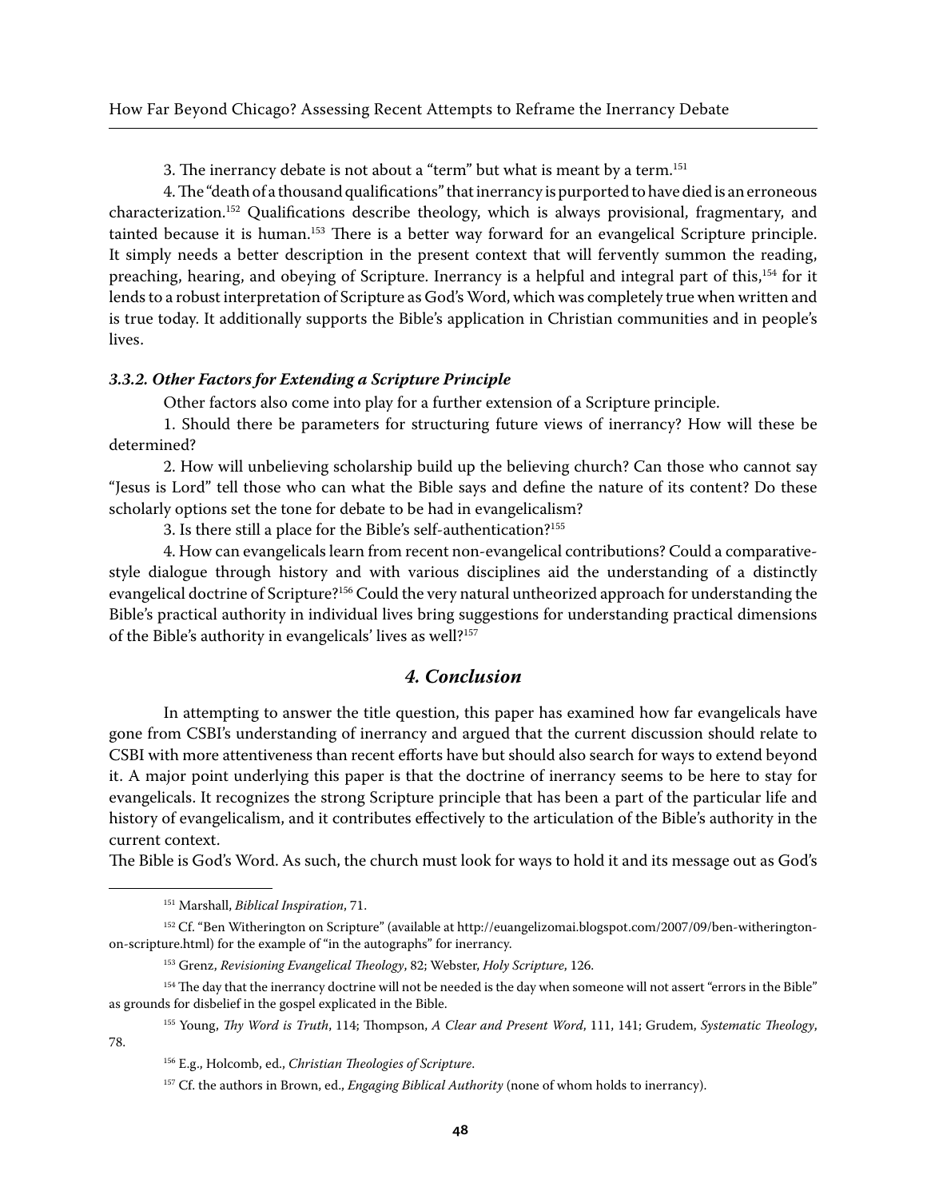3. The inerrancy debate is not about a "term" but what is meant by a term.[151]

4. The "death of a thousand qualifications" that inerrancy is purported to have died is an erroneous characterization.[152] Qualifications describe theology, which is always provisional, fragmentary, and tainted because it is human.[153] There is a better way forward for an evangelical Scripture principle. It simply needs a better description in the present context that will fervently summon the reading, preaching, hearing, and obeying of Scripture. Inerrancy is a helpful and integral part of this,[154] for it lends to a robust interpretation of Scripture as God's Word, which was completely true when written and is true today. It additionally supports the Bible's application in Christian communities and in people's lives.

#### *3.3.2. Other Factors for Extending a Scripture Principle*

Other factors also come into play for a further extension of a Scripture principle.

1. Should there be parameters for structuring future views of inerrancy? How will these be determined?

2. How will unbelieving scholarship build up the believing church? Can those who cannot say "Jesus is Lord" tell those who can what the Bible says and define the nature of its content? Do these scholarly options set the tone for debate to be had in evangelicalism?

3. Is there still a place for the Bible's self-authentication?[155]

4. How can evangelicals learn from recent non-evangelical contributions? Could a comparative-style dialogue through history and with various disciplines aid the understanding of a distinctly evangelical doctrine of Scripture?[156] Could the very natural untheorized approach for understanding the Bible's practical authority in individual lives bring suggestions for understanding practical dimensions of the Bible's authority in evangelicals' lives as well?[157]

## *4. Conclusion*

In attempting to answer the title question, this paper has examined how far evangelicals have gone from CSBI's understanding of inerrancy and argued that the current discussion should relate to CSBI with more attentiveness than recent efforts have but should also search for ways to extend beyond it. A major point underlying this paper is that the doctrine of inerrancy seems to be here to stay for evangelicals. It recognizes the strong Scripture principle that has been a part of the particular life and history of evangelicalism, and it contributes effectively to the articulation of the Bible's authority in the current context.

The Bible is God's Word. As such, the church must look for ways to hold it and its message out as God's

---

[151] Marshall, *Biblical Inspiration*, 71.

[152] Cf. "Ben Witherington on Scripture" (available at http://euangelizomai.blogspot.com/2007/09/ben-witherington-on-scripture.html) for the example of "in the autographs" for inerrancy.

[153] Grenz, *Revisioning Evangelical Theology*, 82; Webster, *Holy Scripture*, 126.

[154] The day that the inerrancy doctrine will not be needed is the day when someone will not assert "errors in the Bible" as grounds for disbelief in the gospel explicated in the Bible.

[155] Young, *Thy Word is Truth*, 114; Thompson, *A Clear and Present Word*, 111, 141; Grudem, *Systematic Theology*, 78.

[156] E.g., Holcomb, ed., *Christian Theologies of Scripture*.

[157] Cf. the authors in Brown, ed., *Engaging Biblical Authority* (none of whom holds to inerrancy).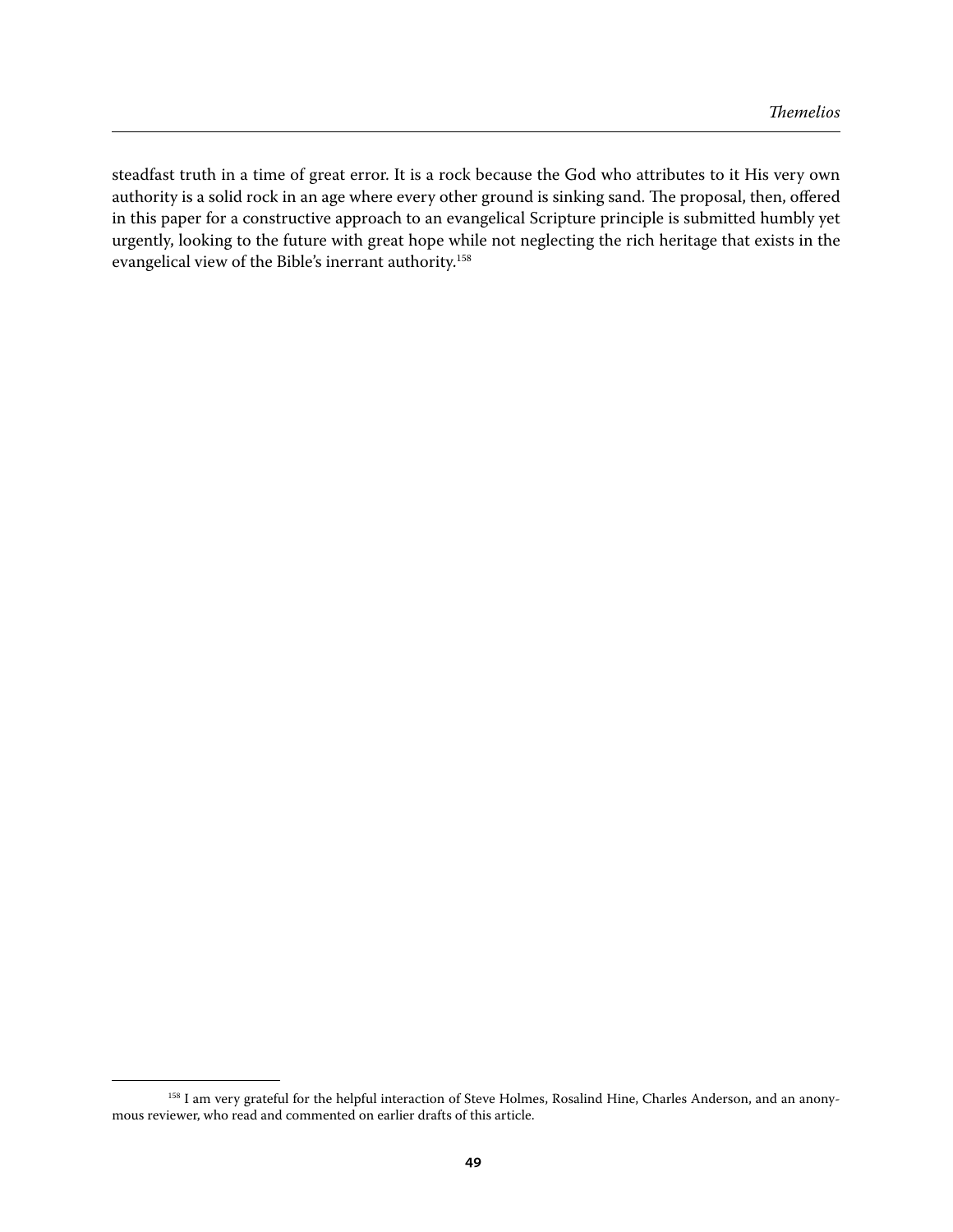steadfast truth in a time of great error. It is a rock because the God who attributes to it His very own authority is a solid rock in an age where every other ground is sinking sand. The proposal, then, offered in this paper for a constructive approach to an evangelical Scripture principle is submitted humbly yet urgently, looking to the future with great hope while not neglecting the rich heritage that exists in the evangelical view of the Bible's inerrant authority.[158]

[158] I am very grateful for the helpful interaction of Steve Holmes, Rosalind Hine, Charles Anderson, and an anonymous reviewer, who read and commented on earlier drafts of this article.